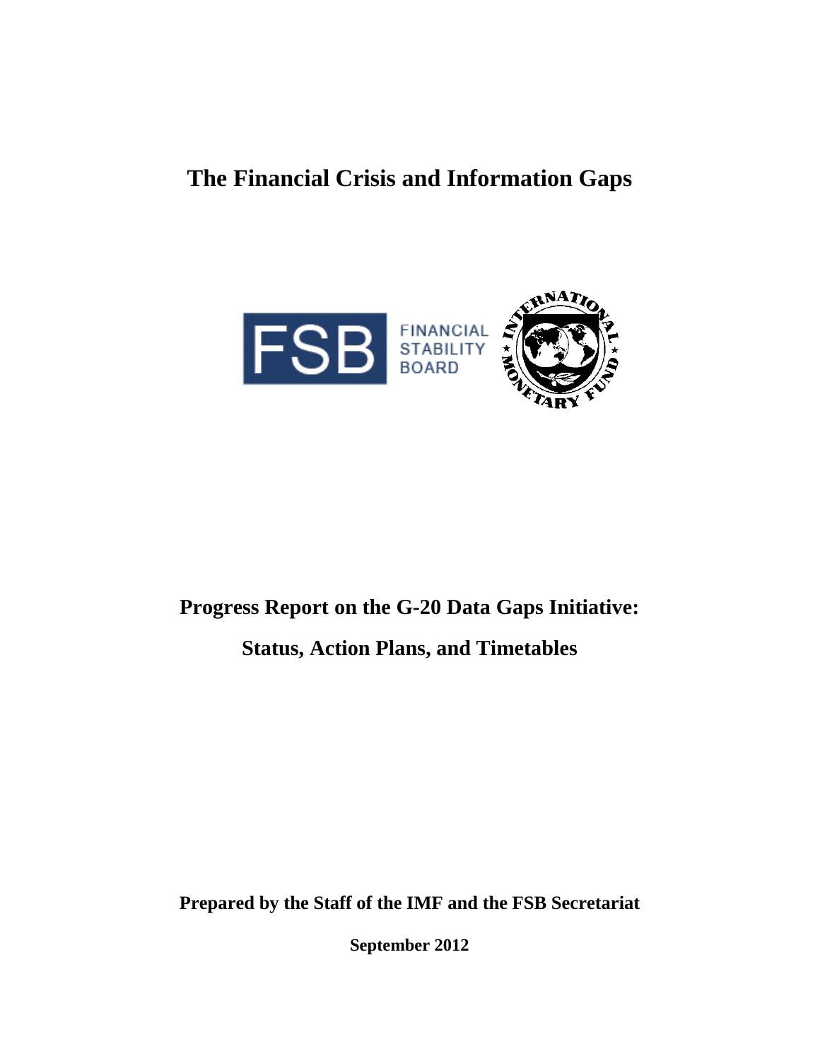# The Financial Crisis and Information Gaps

FSB FINANCIAL STABILITY BOARD

INTERNATIONAL MONETARY FUND

## Progress Report on the G-20 Data Gaps Initiative:

## Status, Action Plans, and Timetables

**Prepared by the Staff of the IMF and the FSB Secretariat**

**September 2012**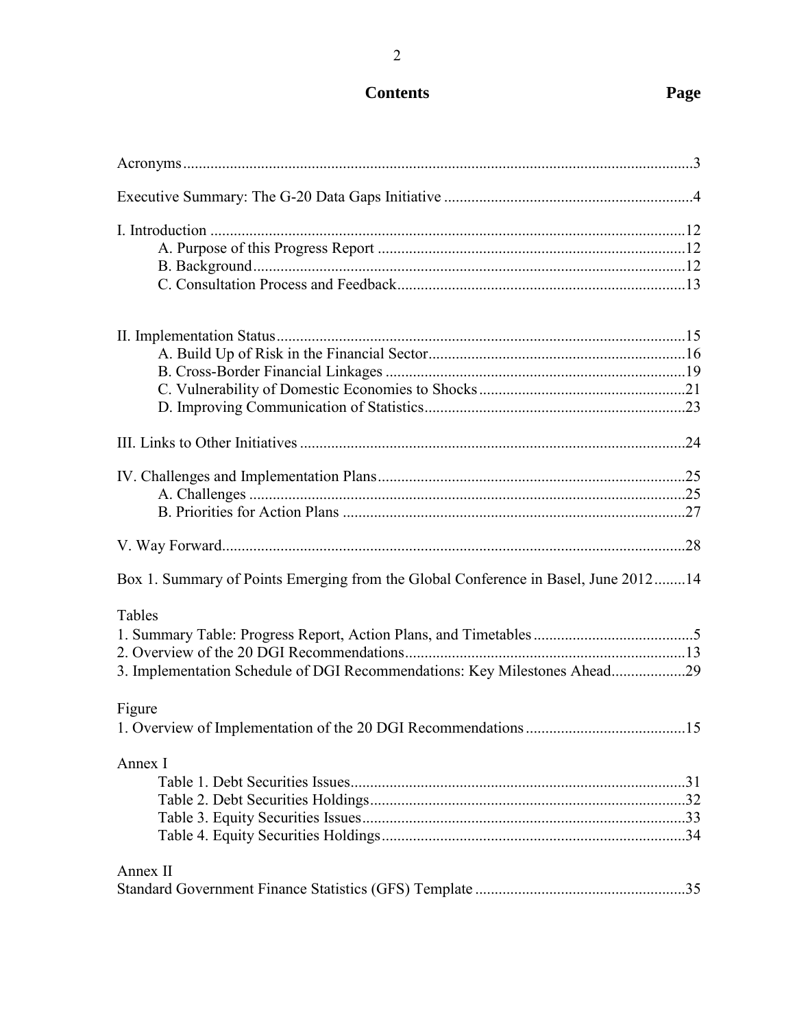# Contents

Page

Acronyms ... 3

Executive Summary: The G-20 Data Gaps Initiative ... 4

I. Introduction ... 12
- A. Purpose of this Progress Report ... 12
- B. Background ... 12
- C. Consultation Process and Feedback ... 13

II. Implementation Status ... 15
- A. Build Up of Risk in the Financial Sector ... 16
- B. Cross-Border Financial Linkages ... 19
- C. Vulnerability of Domestic Economies to Shocks ... 21
- D. Improving Communication of Statistics ... 23

III. Links to Other Initiatives ... 24

IV. Challenges and Implementation Plans ... 25
- A. Challenges ... 25
- B. Priorities for Action Plans ... 27

V. Way Forward ... 28

Box 1. Summary of Points Emerging from the Global Conference in Basel, June 2012 ... 14

Tables

1. Summary Table: Progress Report, Action Plans, and Timetables ... 5
2. Overview of the 20 DGI Recommendations ... 13
3. Implementation Schedule of DGI Recommendations: Key Milestones Ahead ... 29

Figure

1. Overview of Implementation of the 20 DGI Recommendations ... 15

Annex I
- Table 1. Debt Securities Issues ... 31
- Table 2. Debt Securities Holdings ... 32
- Table 3. Equity Securities Issues ... 33
- Table 4. Equity Securities Holdings ... 34

Annex II

Standard Government Finance Statistics (GFS) Template ... 35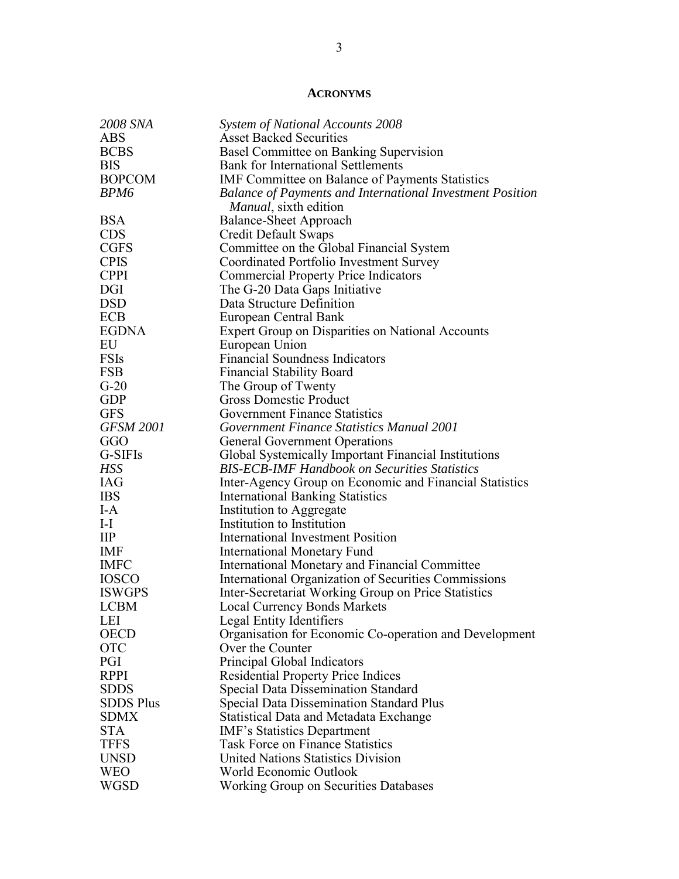## ACRONYMS

| | |
|---|---|
| *2008 SNA* | *System of National Accounts 2008* |
| ABS | Asset Backed Securities |
| BCBS | Basel Committee on Banking Supervision |
| BIS | Bank for International Settlements |
| BOPCOM | IMF Committee on Balance of Payments Statistics |
| *BPM6* | *Balance of Payments and International Investment Position Manual*, sixth edition |
| BSA | Balance-Sheet Approach |
| CDS | Credit Default Swaps |
| CGFS | Committee on the Global Financial System |
| CPIS | Coordinated Portfolio Investment Survey |
| CPPI | Commercial Property Price Indicators |
| DGI | The G-20 Data Gaps Initiative |
| DSD | Data Structure Definition |
| ECB | European Central Bank |
| EGDNA | Expert Group on Disparities on National Accounts |
| EU | European Union |
| FSIs | Financial Soundness Indicators |
| FSB | Financial Stability Board |
| G-20 | The Group of Twenty |
| GDP | Gross Domestic Product |
| GFS | Government Finance Statistics |
| *GFSM 2001* | *Government Finance Statistics Manual 2001* |
| GGO | General Government Operations |
| G-SIFIs | Global Systemically Important Financial Institutions |
| *HSS* | *BIS-ECB-IMF Handbook on Securities Statistics* |
| IAG | Inter-Agency Group on Economic and Financial Statistics |
| IBS | International Banking Statistics |
| I-A | Institution to Aggregate |
| I-I | Institution to Institution |
| IIP | International Investment Position |
| IMF | International Monetary Fund |
| IMFC | International Monetary and Financial Committee |
| IOSCO | International Organization of Securities Commissions |
| ISWGPS | Inter-Secretariat Working Group on Price Statistics |
| LCBM | Local Currency Bonds Markets |
| LEI | Legal Entity Identifiers |
| OECD | Organisation for Economic Co-operation and Development |
| OTC | Over the Counter |
| PGI | Principal Global Indicators |
| RPPI | Residential Property Price Indices |
| SDDS | Special Data Dissemination Standard |
| SDDS Plus | Special Data Dissemination Standard Plus |
| SDMX | Statistical Data and Metadata Exchange |
| STA | IMF's Statistics Department |
| TFFS | Task Force on Finance Statistics |
| UNSD | United Nations Statistics Division |
| WEO | World Economic Outlook |
| WGSD | Working Group on Securities Databases |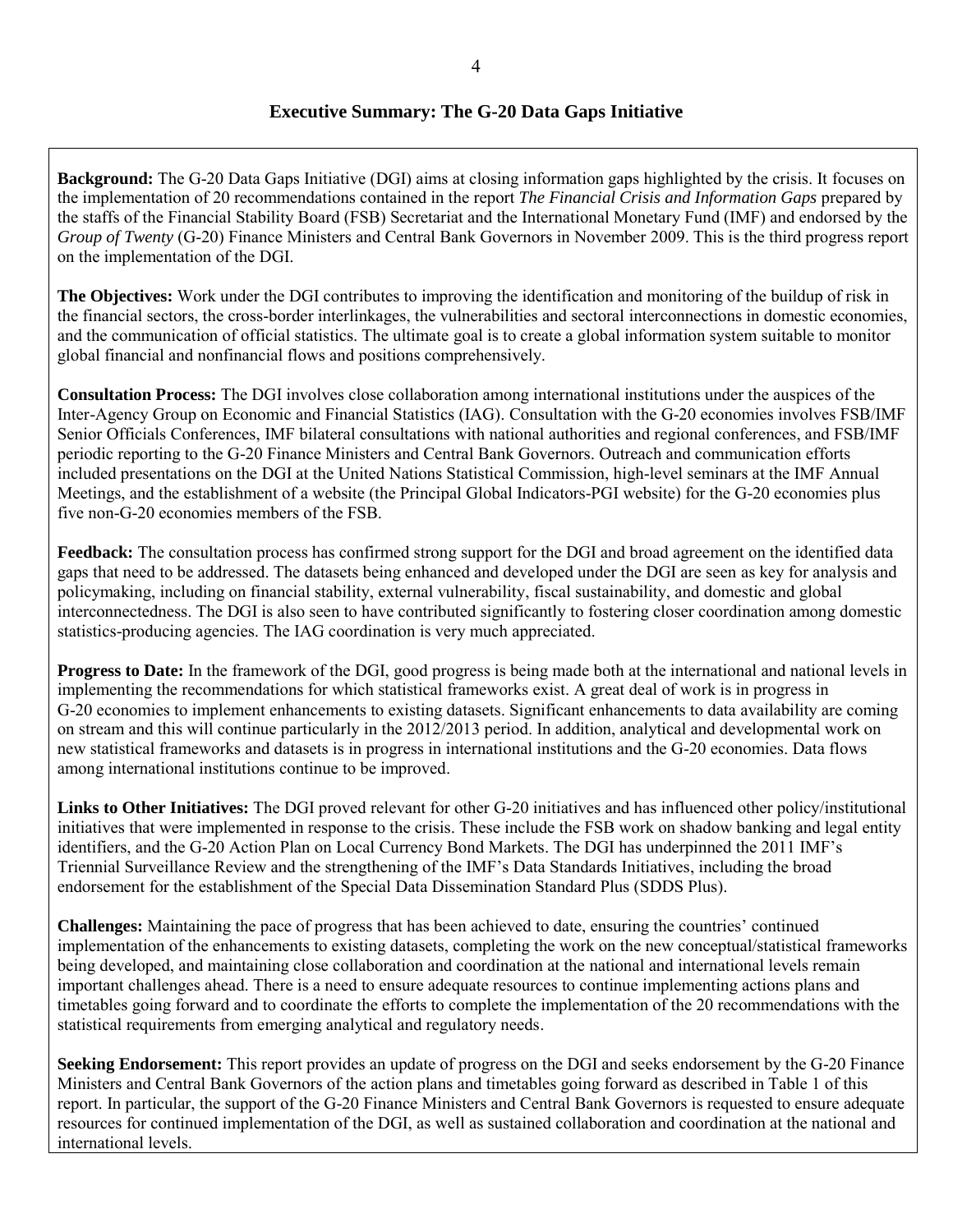## Executive Summary: The G-20 Data Gaps Initiative

**Background:** The G-20 Data Gaps Initiative (DGI) aims at closing information gaps highlighted by the crisis. It focuses on the implementation of 20 recommendations contained in the report *The Financial Crisis and Information Gaps* prepared by the staffs of the Financial Stability Board (FSB) Secretariat and the International Monetary Fund (IMF) and endorsed by the *Group of Twenty* (G-20) Finance Ministers and Central Bank Governors in November 2009. This is the third progress report on the implementation of the DGI.

**The Objectives:** Work under the DGI contributes to improving the identification and monitoring of the buildup of risk in the financial sectors, the cross-border interlinkages, the vulnerabilities and sectoral interconnections in domestic economies, and the communication of official statistics. The ultimate goal is to create a global information system suitable to monitor global financial and nonfinancial flows and positions comprehensively.

**Consultation Process:** The DGI involves close collaboration among international institutions under the auspices of the Inter-Agency Group on Economic and Financial Statistics (IAG). Consultation with the G-20 economies involves FSB/IMF Senior Officials Conferences, IMF bilateral consultations with national authorities and regional conferences, and FSB/IMF periodic reporting to the G-20 Finance Ministers and Central Bank Governors. Outreach and communication efforts included presentations on the DGI at the United Nations Statistical Commission, high-level seminars at the IMF Annual Meetings, and the establishment of a website (the Principal Global Indicators-PGI website) for the G-20 economies plus five non-G-20 economies members of the FSB.

**Feedback:** The consultation process has confirmed strong support for the DGI and broad agreement on the identified data gaps that need to be addressed. The datasets being enhanced and developed under the DGI are seen as key for analysis and policymaking, including on financial stability, external vulnerability, fiscal sustainability, and domestic and global interconnectedness. The DGI is also seen to have contributed significantly to fostering closer coordination among domestic statistics-producing agencies. The IAG coordination is very much appreciated.

**Progress to Date:** In the framework of the DGI, good progress is being made both at the international and national levels in implementing the recommendations for which statistical frameworks exist. A great deal of work is in progress in G-20 economies to implement enhancements to existing datasets. Significant enhancements to data availability are coming on stream and this will continue particularly in the 2012/2013 period. In addition, analytical and developmental work on new statistical frameworks and datasets is in progress in international institutions and the G-20 economies. Data flows among international institutions continue to be improved.

**Links to Other Initiatives:** The DGI proved relevant for other G-20 initiatives and has influenced other policy/institutional initiatives that were implemented in response to the crisis. These include the FSB work on shadow banking and legal entity identifiers, and the G-20 Action Plan on Local Currency Bond Markets. The DGI has underpinned the 2011 IMF's Triennial Surveillance Review and the strengthening of the IMF's Data Standards Initiatives, including the broad endorsement for the establishment of the Special Data Dissemination Standard Plus (SDDS Plus).

**Challenges:** Maintaining the pace of progress that has been achieved to date, ensuring the countries' continued implementation of the enhancements to existing datasets, completing the work on the new conceptual/statistical frameworks being developed, and maintaining close collaboration and coordination at the national and international levels remain important challenges ahead. There is a need to ensure adequate resources to continue implementing actions plans and timetables going forward and to coordinate the efforts to complete the implementation of the 20 recommendations with the statistical requirements from emerging analytical and regulatory needs.

**Seeking Endorsement:** This report provides an update of progress on the DGI and seeks endorsement by the G-20 Finance Ministers and Central Bank Governors of the action plans and timetables going forward as described in Table 1 of this report. In particular, the support of the G-20 Finance Ministers and Central Bank Governors is requested to ensure adequate resources for continued implementation of the DGI, as well as sustained collaboration and coordination at the national and international levels.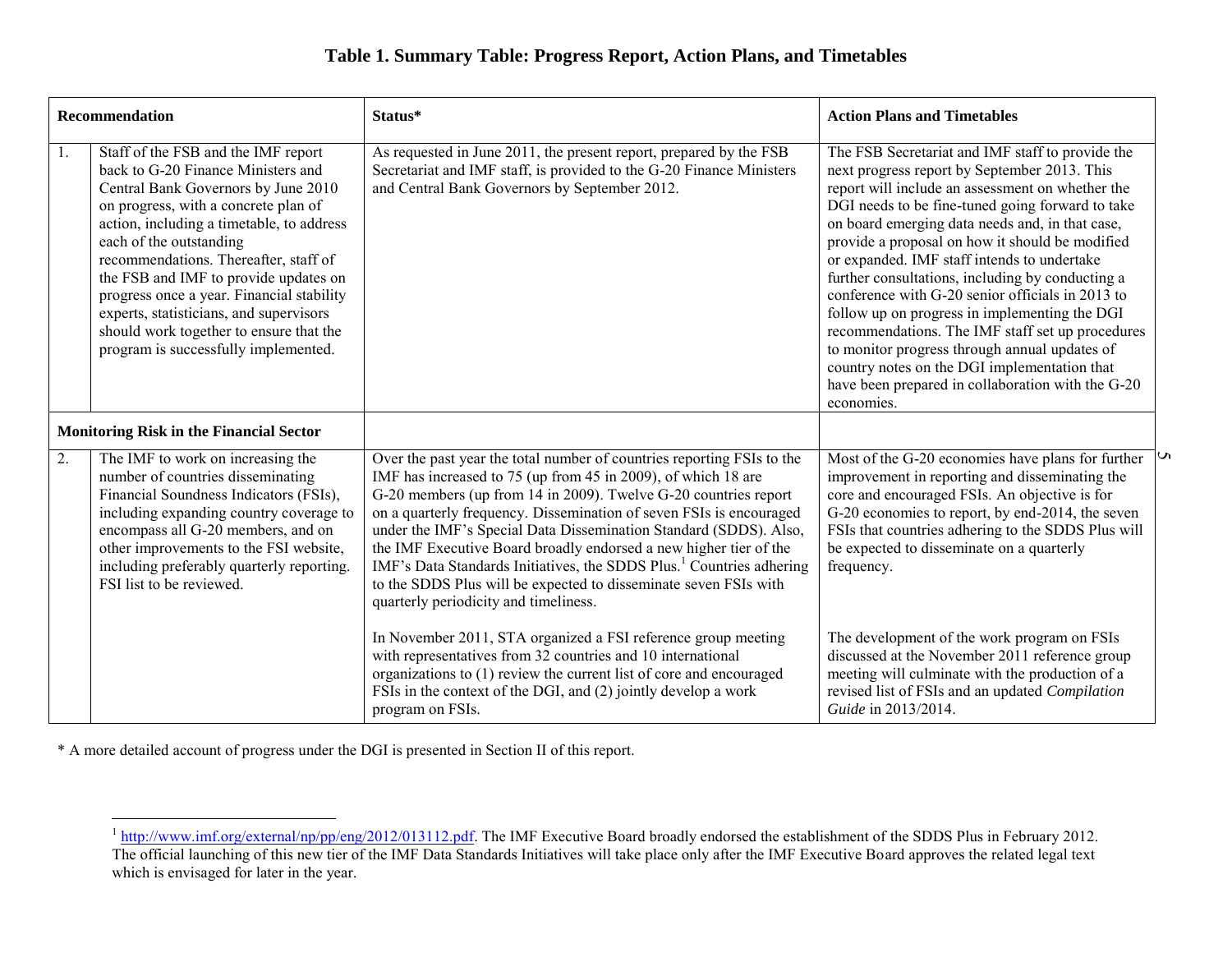# Table 1. Summary Table: Progress Report, Action Plans, and Timetables

| Recommendation | | Status* | Action Plans and Timetables |
|---|---|---|---|
| 1. | Staff of the FSB and the IMF report back to G-20 Finance Ministers and Central Bank Governors by June 2010 on progress, with a concrete plan of action, including a timetable, to address each of the outstanding recommendations. Thereafter, staff of the FSB and IMF to provide updates on progress once a year. Financial stability experts, statisticians, and supervisors should work together to ensure that the program is successfully implemented. | As requested in June 2011, the present report, prepared by the FSB Secretariat and IMF staff, is provided to the G-20 Finance Ministers and Central Bank Governors by September 2012. | The FSB Secretariat and IMF staff to provide the next progress report by September 2013. This report will include an assessment on whether the DGI needs to be fine-tuned going forward to take on board emerging data needs and, in that case, provide a proposal on how it should be modified or expanded. IMF staff intends to undertake further consultations, including by conducting a conference with G-20 senior officials in 2013 to follow up on progress in implementing the DGI recommendations. The IMF staff set up procedures to monitor progress through annual updates of country notes on the DGI implementation that have been prepared in collaboration with the G-20 economies. |
| **Monitoring Risk in the Financial Sector** | | | |
| 2. | The IMF to work on increasing the number of countries disseminating Financial Soundness Indicators (FSIs), including expanding country coverage to encompass all G-20 members, and on other improvements to the FSI website, including preferably quarterly reporting. FSI list to be reviewed. | Over the past year the total number of countries reporting FSIs to the IMF has increased to 75 (up from 45 in 2009), of which 18 are G-20 members (up from 14 in 2009). Twelve G-20 countries report on a quarterly frequency. Dissemination of seven FSIs is encouraged under the IMF's Special Data Dissemination Standard (SDDS). Also, the IMF Executive Board broadly endorsed a new higher tier of the IMF's Data Standards Initiatives, the SDDS Plus.[1] Countries adhering to the SDDS Plus will be expected to disseminate seven FSIs with quarterly periodicity and timeliness. | Most of the G-20 economies have plans for further improvement in reporting and disseminating the core and encouraged FSIs. An objective is for G-20 economies to report, by end-2014, the seven FSIs that countries adhering to the SDDS Plus will be expected to disseminate on a quarterly frequency. |
| | | In November 2011, STA organized a FSI reference group meeting with representatives from 32 countries and 10 international organizations to (1) review the current list of core and encouraged FSIs in the context of the DGI, and (2) jointly develop a work program on FSIs. | The development of the work program on FSIs discussed at the November 2011 reference group meeting will culminate with the production of a revised list of FSIs and an updated *Compilation Guide* in 2013/2014. |

* A more detailed account of progress under the DGI is presented in Section II of this report.

[1] http://www.imf.org/external/np/pp/eng/2012/013112.pdf. The IMF Executive Board broadly endorsed the establishment of the SDDS Plus in February 2012. The official launching of this new tier of the IMF Data Standards Initiatives will take place only after the IMF Executive Board approves the related legal text which is envisaged for later in the year.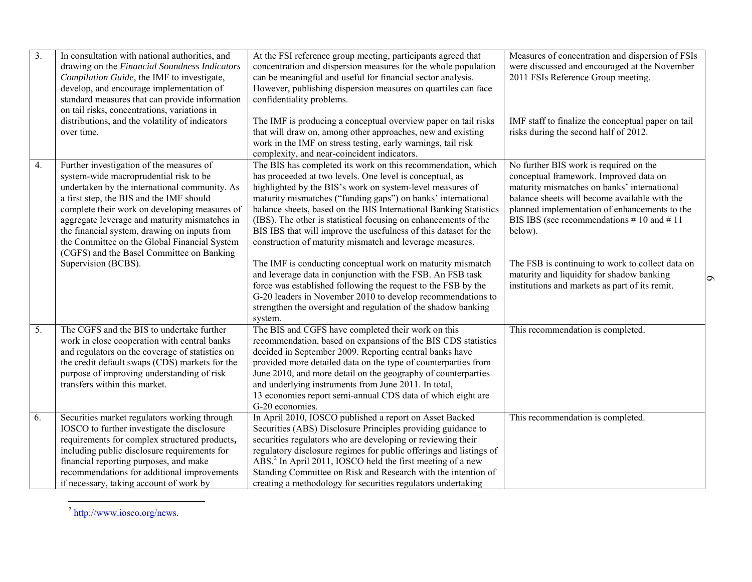| | | | |
|---|---|---|---|
| 3. | In consultation with national authorities, and drawing on the *Financial Soundness Indicators Compilation Guide*, the IMF to investigate, develop, and encourage implementation of standard measures that can provide information on tail risks, concentrations, variations in distributions, and the volatility of indicators over time. | At the FSI reference group meeting, participants agreed that concentration and dispersion measures for the whole population can be meaningful and useful for financial sector analysis. However, publishing dispersion measures on quartiles can face confidentiality problems.<br><br>The IMF is producing a conceptual overview paper on tail risks that will draw on, among other approaches, new and existing work in the IMF on stress testing, early warnings, tail risk complexity, and near-coincident indicators. | Measures of concentration and dispersion of FSIs were discussed and encouraged at the November 2011 FSIs Reference Group meeting.<br><br>IMF staff to finalize the conceptual paper on tail risks during the second half of 2012. |
| 4. | Further investigation of the measures of system-wide macroprudential risk to be undertaken by the international community. As a first step, the BIS and the IMF should complete their work on developing measures of aggregate leverage and maturity mismatches in the financial system, drawing on inputs from the Committee on the Global Financial System (CGFS) and the Basel Committee on Banking Supervision (BCBS). | The BIS has completed its work on this recommendation, which has proceeded at two levels. One level is conceptual, as highlighted by the BIS's work on system-level measures of maturity mismatches ("funding gaps") on banks' international balance sheets, based on the BIS International Banking Statistics (IBS). The other is statistical focusing on enhancements of the BIS IBS that will improve the usefulness of this dataset for the construction of maturity mismatch and leverage measures.<br><br>The IMF is conducting conceptual work on maturity mismatch and leverage data in conjunction with the FSB. An FSB task force was established following the request to the FSB by the G-20 leaders in November 2010 to develop recommendations to strengthen the oversight and regulation of the shadow banking system. | No further BIS work is required on the conceptual framework. Improved data on maturity mismatches on banks' international balance sheets will become available with the planned implementation of enhancements to the BIS IBS (see recommendations # 10 and # 11 below).<br><br>The FSB is continuing to work to collect data on maturity and liquidity for shadow banking institutions and markets as part of its remit. |
| 5. | The CGFS and the BIS to undertake further work in close cooperation with central banks and regulators on the coverage of statistics on the credit default swaps (CDS) markets for the purpose of improving understanding of risk transfers within this market. | The BIS and CGFS have completed their work on this recommendation, based on expansions of the BIS CDS statistics decided in September 2009. Reporting central banks have provided more detailed data on the type of counterparties from June 2010, and more detail on the geography of counterparties and underlying instruments from June 2011. In total, 13 economies report semi-annual CDS data of which eight are G-20 economies. | This recommendation is completed. |
| 6. | Securities market regulators working through IOSCO to further investigate the disclosure requirements for complex structured products**,** including public disclosure requirements for financial reporting purposes, and make recommendations for additional improvements if necessary, taking account of work by | In April 2010, IOSCO published a report on Asset Backed Securities (ABS) Disclosure Principles providing guidance to securities regulators who are developing or reviewing their regulatory disclosure regimes for public offerings and listings of ABS.[2] In April 2011, IOSCO held the first meeting of a new Standing Committee on Risk and Research with the intention of creating a methodology for securities regulators undertaking | This recommendation is completed. |

[2] http://www.iosco.org/news.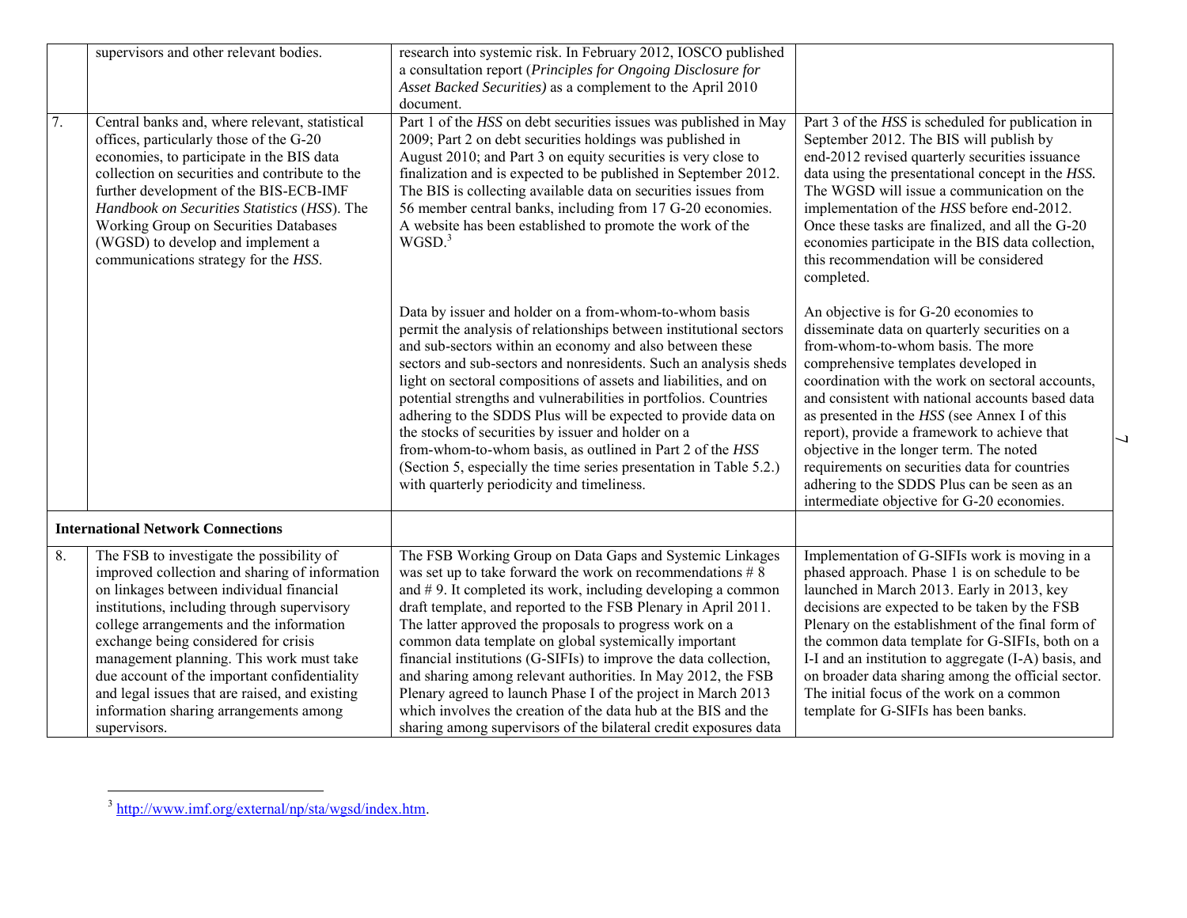| | | | |
|---|---|---|---|
| | supervisors and other relevant bodies. | research into systemic risk. In February 2012, IOSCO published a consultation report (*Principles for Ongoing Disclosure for Asset Backed Securities)* as a complement to the April 2010 document. | |
| 7. | Central banks and, where relevant, statistical offices, particularly those of the G-20 economies, to participate in the BIS data collection on securities and contribute to the further development of the BIS-ECB-IMF *Handbook on Securities Statistics* (*HSS*). The Working Group on Securities Databases (WGSD) to develop and implement a communications strategy for the *HSS*. | Part 1 of the *HSS* on debt securities issues was published in May 2009; Part 2 on debt securities holdings was published in August 2010; and Part 3 on equity securities is very close to finalization and is expected to be published in September 2012. The BIS is collecting available data on securities issues from 56 member central banks, including from 17 G-20 economies. A website has been established to promote the work of the WGSD.[3] | Part 3 of the *HSS* is scheduled for publication in September 2012. The BIS will publish by end-2012 revised quarterly securities issuance data using the presentational concept in the *HSS*. The WGSD will issue a communication on the implementation of the *HSS* before end-2012. Once these tasks are finalized, and all the G-20 economies participate in the BIS data collection, this recommendation will be considered completed. |
| | | Data by issuer and holder on a from-whom-to-whom basis permit the analysis of relationships between institutional sectors and sub-sectors within an economy and also between these sectors and sub-sectors and nonresidents. Such an analysis sheds light on sectoral compositions of assets and liabilities, and on potential strengths and vulnerabilities in portfolios. Countries adhering to the SDDS Plus will be expected to provide data on the stocks of securities by issuer and holder on a from-whom-to-whom basis, as outlined in Part 2 of the *HSS* (Section 5, especially the time series presentation in Table 5.2.) with quarterly periodicity and timeliness. | An objective is for G-20 economies to disseminate data on quarterly securities on a from-whom-to-whom basis. The more comprehensive templates developed in coordination with the work on sectoral accounts, and consistent with national accounts based data as presented in the *HSS* (see Annex I of this report), provide a framework to achieve that objective in the longer term. The noted requirements on securities data for countries adhering to the SDDS Plus can be seen as an intermediate objective for G-20 economies. |
| **International Network Connections** | | | |
| 8. | The FSB to investigate the possibility of improved collection and sharing of information on linkages between individual financial institutions, including through supervisory college arrangements and the information exchange being considered for crisis management planning. This work must take due account of the important confidentiality and legal issues that are raised, and existing information sharing arrangements among supervisors. | The FSB Working Group on Data Gaps and Systemic Linkages was set up to take forward the work on recommendations # 8 and # 9. It completed its work, including developing a common draft template, and reported to the FSB Plenary in April 2011. The latter approved the proposals to progress work on a common data template on global systemically important financial institutions (G-SIFIs) to improve the data collection, and sharing among relevant authorities. In May 2012, the FSB Plenary agreed to launch Phase I of the project in March 2013 which involves the creation of the data hub at the BIS and the sharing among supervisors of the bilateral credit exposures data | Implementation of G-SIFIs work is moving in a phased approach. Phase 1 is on schedule to be launched in March 2013. Early in 2013, key decisions are expected to be taken by the FSB Plenary on the establishment of the final form of the common data template for G-SIFIs, both on a I-I and an institution to aggregate (I-A) basis, and on broader data sharing among the official sector. The initial focus of the work on a common template for G-SIFIs has been banks. |

[3] http://www.imf.org/external/np/sta/wgsd/index.htm.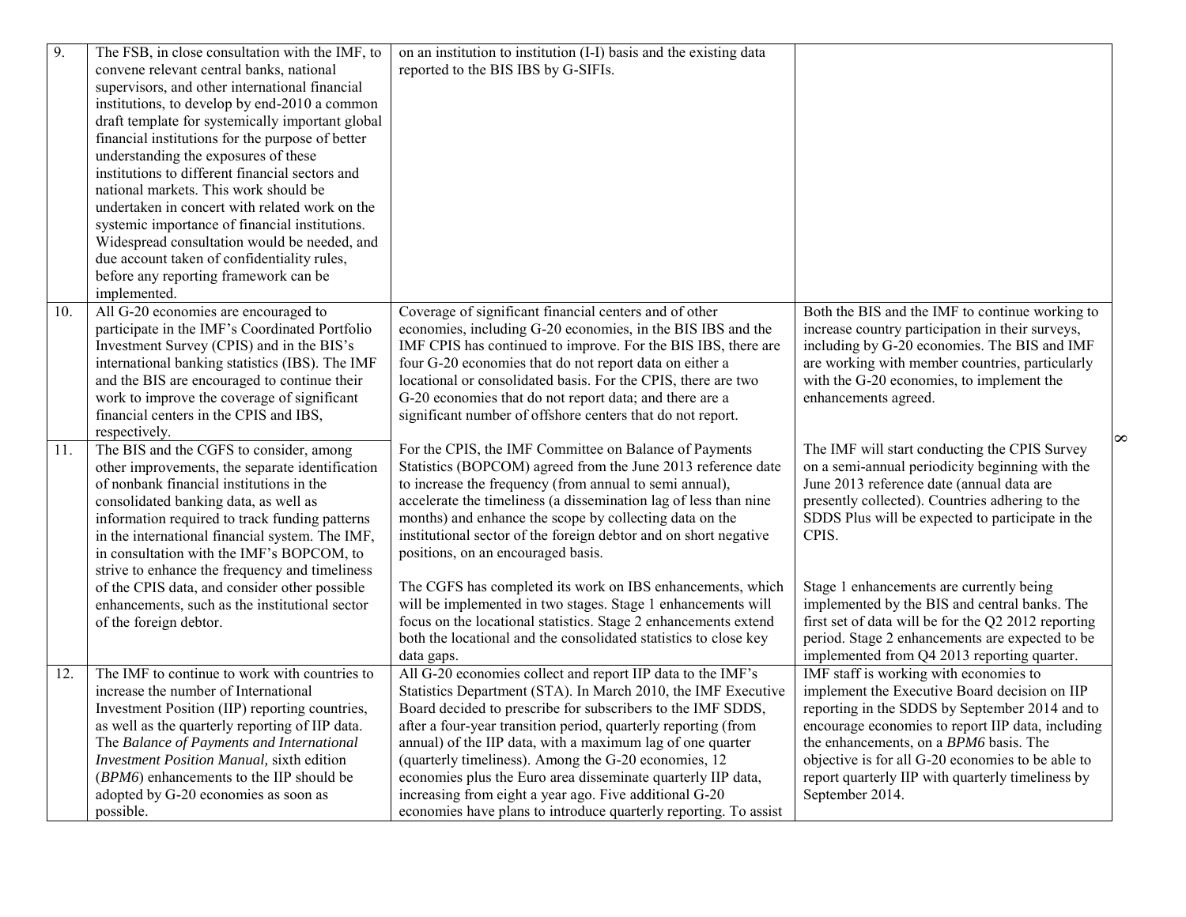| | | | |
|---|---|---|---|
| 9. | The FSB, in close consultation with the IMF, to convene relevant central banks, national supervisors, and other international financial institutions, to develop by end-2010 a common draft template for systemically important global financial institutions for the purpose of better understanding the exposures of these institutions to different financial sectors and national markets. This work should be undertaken in concert with related work on the systemic importance of financial institutions. Widespread consultation would be needed, and due account taken of confidentiality rules, before any reporting framework can be implemented. | on an institution to institution (I-I) basis and the existing data reported to the BIS IBS by G-SIFIs. | |
| 10. | All G-20 economies are encouraged to participate in the IMF's Coordinated Portfolio Investment Survey (CPIS) and in the BIS's international banking statistics (IBS). The IMF and the BIS are encouraged to continue their work to improve the coverage of significant financial centers in the CPIS and IBS, respectively. | Coverage of significant financial centers and of other economies, including G-20 economies, in the BIS IBS and the IMF CPIS has continued to improve. For the BIS IBS, there are four G-20 economies that do not report data on either a locational or consolidated basis. For the CPIS, there are two G-20 economies that do not report data; and there are a significant number of offshore centers that do not report. | Both the BIS and the IMF to continue working to increase country participation in their surveys, including by G-20 economies. The BIS and IMF are working with member countries, particularly with the G-20 economies, to implement the enhancements agreed. |
| 11. | The BIS and the CGFS to consider, among other improvements, the separate identification of nonbank financial institutions in the consolidated banking data, as well as information required to track funding patterns in the international financial system. The IMF, in consultation with the IMF's BOPCOM, to strive to enhance the frequency and timeliness of the CPIS data, and consider other possible enhancements, such as the institutional sector of the foreign debtor. | For the CPIS, the IMF Committee on Balance of Payments Statistics (BOPCOM) agreed from the June 2013 reference date to increase the frequency (from annual to semi annual), accelerate the timeliness (a dissemination lag of less than nine months) and enhance the scope by collecting data on the institutional sector of the foreign debtor and on short negative positions, on an encouraged basis.<br><br>The CGFS has completed its work on IBS enhancements, which will be implemented in two stages. Stage 1 enhancements will focus on the locational statistics. Stage 2 enhancements extend both the locational and the consolidated statistics to close key data gaps. | The IMF will start conducting the CPIS Survey on a semi-annual periodicity beginning with the June 2013 reference date (annual data are presently collected). Countries adhering to the SDDS Plus will be expected to participate in the CPIS.<br><br>Stage 1 enhancements are currently being implemented by the BIS and central banks. The first set of data will be for the Q2 2012 reporting period. Stage 2 enhancements are expected to be implemented from Q4 2013 reporting quarter. |
| 12. | The IMF to continue to work with countries to increase the number of International Investment Position (IIP) reporting countries, as well as the quarterly reporting of IIP data. The *Balance of Payments and International Investment Position Manual,* sixth edition (*BPM6*) enhancements to the IIP should be adopted by G-20 economies as soon as possible. | All G-20 economies collect and report IIP data to the IMF's Statistics Department (STA). In March 2010, the IMF Executive Board decided to prescribe for subscribers to the IMF SDDS, after a four-year transition period, quarterly reporting (from annual) of the IIP data, with a maximum lag of one quarter (quarterly timeliness). Among the G-20 economies, 12 economies plus the Euro area disseminate quarterly IIP data, increasing from eight a year ago. Five additional G-20 economies have plans to introduce quarterly reporting. To assist | IMF staff is working with economies to implement the Executive Board decision on IIP reporting in the SDDS by September 2014 and to encourage economies to report IIP data, including the enhancements, on a *BPM6* basis. The objective is for all G-20 economies to be able to report quarterly IIP with quarterly timeliness by September 2014. |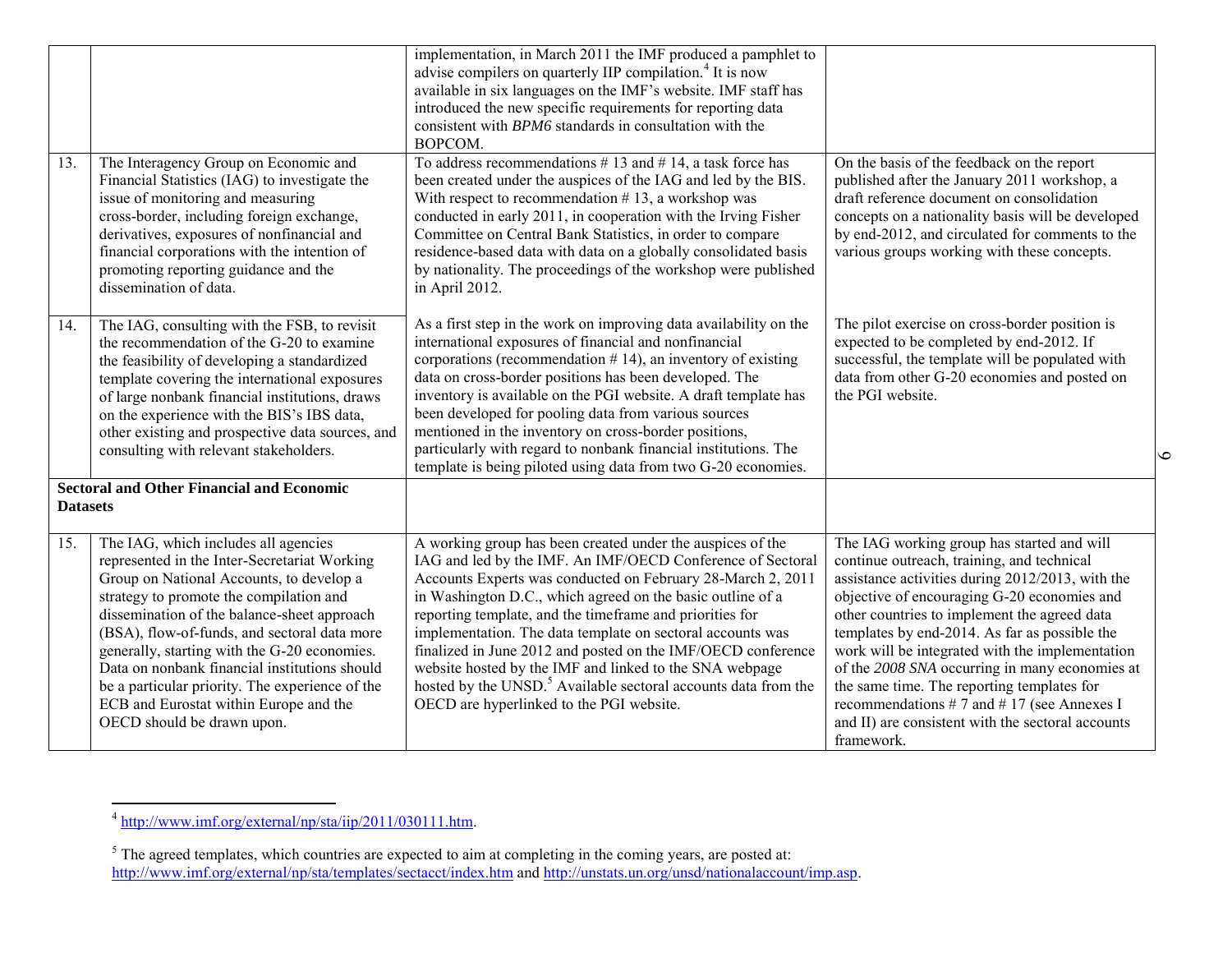| | | | |
|---|---|---|---|
| | | implementation, in March 2011 the IMF produced a pamphlet to advise compilers on quarterly IIP compilation.[4] It is now available in six languages on the IMF's website. IMF staff has introduced the new specific requirements for reporting data consistent with *BPM6* standards in consultation with the BOPCOM. | |
| 13. | The Interagency Group on Economic and Financial Statistics (IAG) to investigate the issue of monitoring and measuring cross-border, including foreign exchange, derivatives, exposures of nonfinancial and financial corporations with the intention of promoting reporting guidance and the dissemination of data. | To address recommendations # 13 and # 14, a task force has been created under the auspices of the IAG and led by the BIS. With respect to recommendation # 13, a workshop was conducted in early 2011, in cooperation with the Irving Fisher Committee on Central Bank Statistics, in order to compare residence-based data with data on a globally consolidated basis by nationality. The proceedings of the workshop were published in April 2012. | On the basis of the feedback on the report published after the January 2011 workshop, a draft reference document on consolidation concepts on a nationality basis will be developed by end-2012, and circulated for comments to the various groups working with these concepts. |
| 14. | The IAG, consulting with the FSB, to revisit the recommendation of the G-20 to examine the feasibility of developing a standardized template covering the international exposures of large nonbank financial institutions, draws on the experience with the BIS's IBS data, other existing and prospective data sources, and consulting with relevant stakeholders. | As a first step in the work on improving data availability on the international exposures of financial and nonfinancial corporations (recommendation # 14), an inventory of existing data on cross-border positions has been developed. The inventory is available on the PGI website. A draft template has been developed for pooling data from various sources mentioned in the inventory on cross-border positions, particularly with regard to nonbank financial institutions. The template is being piloted using data from two G-20 economies. | The pilot exercise on cross-border position is expected to be completed by end-2012. If successful, the template will be populated with data from other G-20 economies and posted on the PGI website. |
| **Sectoral and Other Financial and Economic Datasets** | | | |
| 15. | The IAG, which includes all agencies represented in the Inter-Secretariat Working Group on National Accounts, to develop a strategy to promote the compilation and dissemination of the balance-sheet approach (BSA), flow-of-funds, and sectoral data more generally, starting with the G-20 economies. Data on nonbank financial institutions should be a particular priority. The experience of the ECB and Eurostat within Europe and the OECD should be drawn upon. | A working group has been created under the auspices of the IAG and led by the IMF. An IMF/OECD Conference of Sectoral Accounts Experts was conducted on February 28-March 2, 2011 in Washington D.C., which agreed on the basic outline of a reporting template, and the timeframe and priorities for implementation. The data template on sectoral accounts was finalized in June 2012 and posted on the IMF/OECD conference website hosted by the IMF and linked to the SNA webpage hosted by the UNSD.[5] Available sectoral accounts data from the OECD are hyperlinked to the PGI website. | The IAG working group has started and will continue outreach, training, and technical assistance activities during 2012/2013, with the objective of encouraging G-20 economies and other countries to implement the agreed data templates by end-2014. As far as possible the work will be integrated with the implementation of the *2008 SNA* occurring in many economies at the same time. The reporting templates for recommendations # 7 and # 17 (see Annexes I and II) are consistent with the sectoral accounts framework. |

[4] http://www.imf.org/external/np/sta/iip/2011/030111.htm.

[5] The agreed templates, which countries are expected to aim at completing in the coming years, are posted at: http://www.imf.org/external/np/sta/templates/sectacct/index.htm and http://unstats.un.org/unsd/nationalaccount/imp.asp.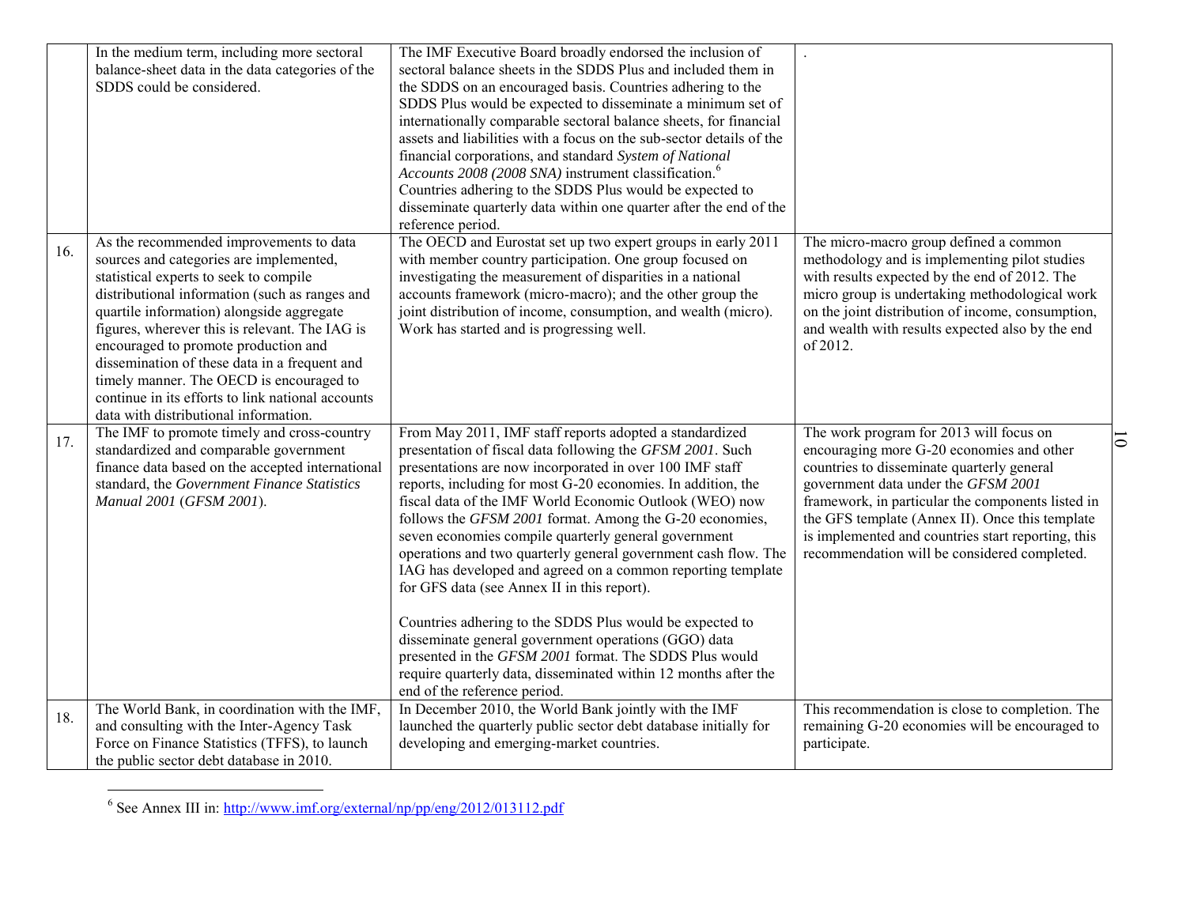| | | | |
|---|---|---|---|
| | In the medium term, including more sectoral balance-sheet data in the data categories of the SDDS could be considered. | The IMF Executive Board broadly endorsed the inclusion of sectoral balance sheets in the SDDS Plus and included them in the SDDS on an encouraged basis. Countries adhering to the SDDS Plus would be expected to disseminate a minimum set of internationally comparable sectoral balance sheets, for financial assets and liabilities with a focus on the sub-sector details of the financial corporations, and standard *System of National Accounts 2008 (2008 SNA)* instrument classification.[6] Countries adhering to the SDDS Plus would be expected to disseminate quarterly data within one quarter after the end of the reference period. | . |
| 16. | As the recommended improvements to data sources and categories are implemented, statistical experts to seek to compile distributional information (such as ranges and quartile information) alongside aggregate figures, wherever this is relevant. The IAG is encouraged to promote production and dissemination of these data in a frequent and timely manner. The OECD is encouraged to continue in its efforts to link national accounts data with distributional information. | The OECD and Eurostat set up two expert groups in early 2011 with member country participation. One group focused on investigating the measurement of disparities in a national accounts framework (micro-macro); and the other group the joint distribution of income, consumption, and wealth (micro). Work has started and is progressing well. | The micro-macro group defined a common methodology and is implementing pilot studies with results expected by the end of 2012. The micro group is undertaking methodological work on the joint distribution of income, consumption, and wealth with results expected also by the end of 2012. |
| 17. | The IMF to promote timely and cross-country standardized and comparable government finance data based on the accepted international standard, the *Government Finance Statistics Manual 2001* (*GFSM 2001*). | From May 2011, IMF staff reports adopted a standardized presentation of fiscal data following the *GFSM 2001*. Such presentations are now incorporated in over 100 IMF staff reports, including for most G-20 economies. In addition, the fiscal data of the IMF World Economic Outlook (WEO) now follows the *GFSM 2001* format. Among the G-20 economies, seven economies compile quarterly general government operations and two quarterly general government cash flow. The IAG has developed and agreed on a common reporting template for GFS data (see Annex II in this report).<br><br>Countries adhering to the SDDS Plus would be expected to disseminate general government operations (GGO) data presented in the *GFSM 2001* format. The SDDS Plus would require quarterly data, disseminated within 12 months after the end of the reference period. | The work program for 2013 will focus on encouraging more G-20 economies and other countries to disseminate quarterly general government data under the *GFSM 2001* framework, in particular the components listed in the GFS template (Annex II). Once this template is implemented and countries start reporting, this recommendation will be considered completed. |
| 18. | The World Bank, in coordination with the IMF, and consulting with the Inter-Agency Task Force on Finance Statistics (TFFS), to launch the public sector debt database in 2010. | In December 2010, the World Bank jointly with the IMF launched the quarterly public sector debt database initially for developing and emerging-market countries. | This recommendation is close to completion. The remaining G-20 economies will be encouraged to participate. |

[6] See Annex III in: http://www.imf.org/external/np/pp/eng/2012/013112.pdf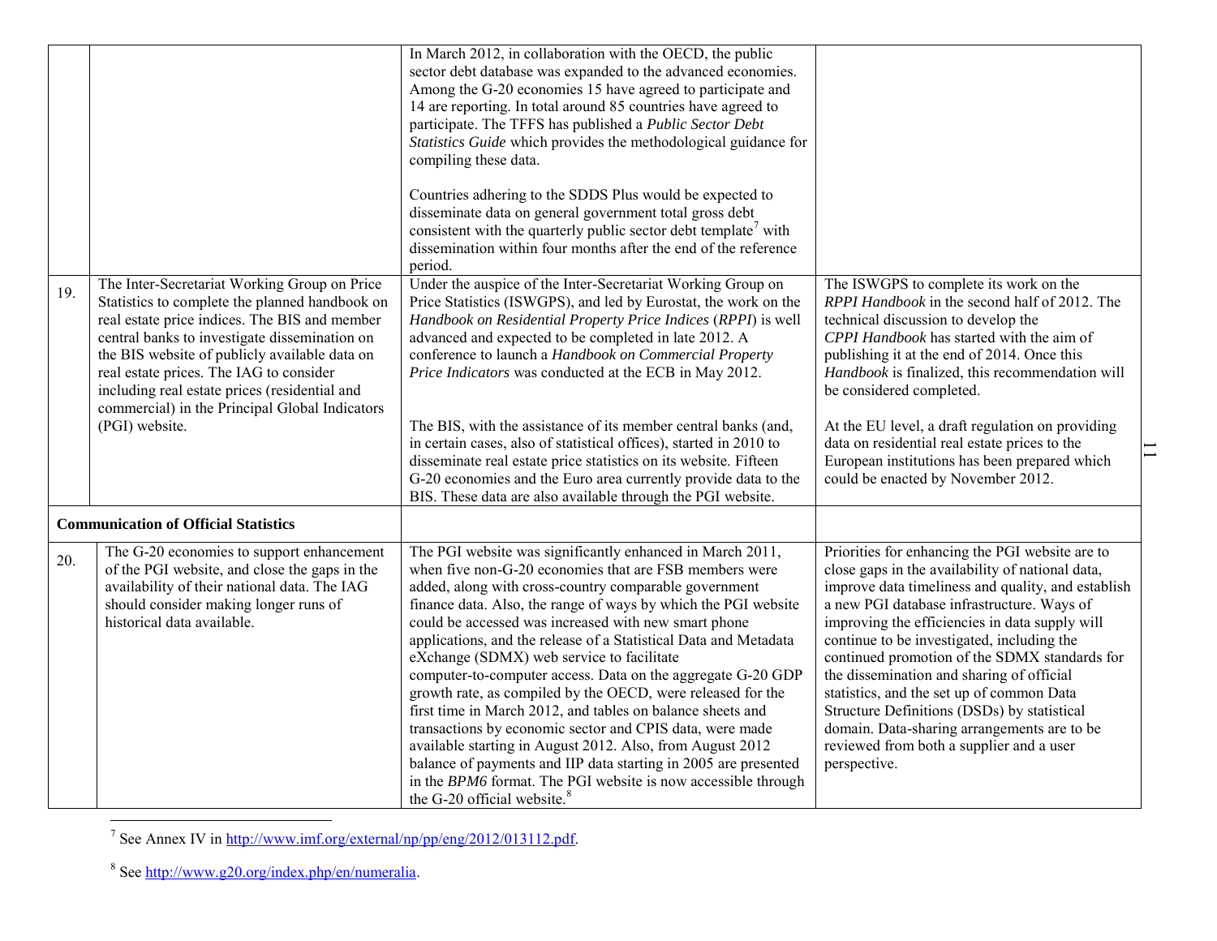| | | | |
|---|---|---|---|
| | | In March 2012, in collaboration with the OECD, the public sector debt database was expanded to the advanced economies. Among the G-20 economies 15 have agreed to participate and 14 are reporting. In total around 85 countries have agreed to participate. The TFFS has published a *Public Sector Debt Statistics Guide* which provides the methodological guidance for compiling these data.<br><br>Countries adhering to the SDDS Plus would be expected to disseminate data on general government total gross debt consistent with the quarterly public sector debt template[7] with dissemination within four months after the end of the reference period. | |
| 19. | The Inter-Secretariat Working Group on Price Statistics to complete the planned handbook on real estate price indices. The BIS and member central banks to investigate dissemination on the BIS website of publicly available data on real estate prices. The IAG to consider including real estate prices (residential and commercial) in the Principal Global Indicators (PGI) website. | Under the auspice of the Inter-Secretariat Working Group on Price Statistics (ISWGPS), and led by Eurostat, the work on the *Handbook on Residential Property Price Indices* (*RPPI*) is well advanced and expected to be completed in late 2012. A conference to launch a *Handbook on Commercial Property Price Indicators* was conducted at the ECB in May 2012.<br><br>The BIS, with the assistance of its member central banks (and, in certain cases, also of statistical offices), started in 2010 to disseminate real estate price statistics on its website. Fifteen G-20 economies and the Euro area currently provide data to the BIS. These data are also available through the PGI website. | The ISWGPS to complete its work on the *RPPI Handbook* in the second half of 2012. The technical discussion to develop the *CPPI Handbook* has started with the aim of publishing it at the end of 2014. Once this *Handbook* is finalized, this recommendation will be considered completed.<br><br>At the EU level, a draft regulation on providing data on residential real estate prices to the European institutions has been prepared which could be enacted by November 2012. |
| **Communication of Official Statistics** | | | |
| 20. | The G-20 economies to support enhancement of the PGI website, and close the gaps in the availability of their national data. The IAG should consider making longer runs of historical data available. | The PGI website was significantly enhanced in March 2011, when five non-G-20 economies that are FSB members were added, along with cross-country comparable government finance data. Also, the range of ways by which the PGI website could be accessed was increased with new smart phone applications, and the release of a Statistical Data and Metadata eXchange (SDMX) web service to facilitate computer-to-computer access. Data on the aggregate G-20 GDP growth rate, as compiled by the OECD, were released for the first time in March 2012, and tables on balance sheets and transactions by economic sector and CPIS data, were made available starting in August 2012. Also, from August 2012 balance of payments and IIP data starting in 2005 are presented in the *BPM6* format. The PGI website is now accessible through the G-20 official website.[8] | Priorities for enhancing the PGI website are to close gaps in the availability of national data, improve data timeliness and quality, and establish a new PGI database infrastructure. Ways of improving the efficiencies in data supply will continue to be investigated, including the continued promotion of the SDMX standards for the dissemination and sharing of official statistics, and the set up of common Data Structure Definitions (DSDs) by statistical domain. Data-sharing arrangements are to be reviewed from both a supplier and a user perspective. |

[7] See Annex IV in http://www.imf.org/external/np/pp/eng/2012/013112.pdf.

[8] See http://www.g20.org/index.php/en/numeralia.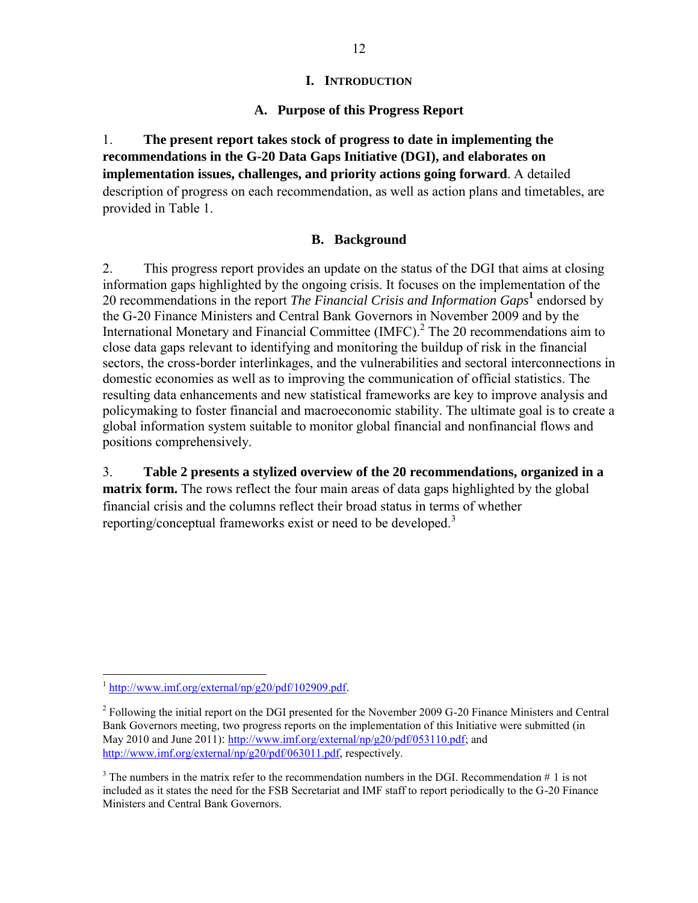# I. INTRODUCTION

## A. Purpose of this Progress Report

1. **The present report takes stock of progress to date in implementing the recommendations in the G-20 Data Gaps Initiative (DGI), and elaborates on implementation issues, challenges, and priority actions going forward**. A detailed description of progress on each recommendation, as well as action plans and timetables, are provided in Table 1.

## B. Background

2. This progress report provides an update on the status of the DGI that aims at closing information gaps highlighted by the ongoing crisis. It focuses on the implementation of the 20 recommendations in the report *The Financial Crisis and Information Gaps*[1] endorsed by the G-20 Finance Ministers and Central Bank Governors in November 2009 and by the International Monetary and Financial Committee (IMFC).[2] The 20 recommendations aim to close data gaps relevant to identifying and monitoring the buildup of risk in the financial sectors, the cross-border interlinkages, and the vulnerabilities and sectoral interconnections in domestic economies as well as to improving the communication of official statistics. The resulting data enhancements and new statistical frameworks are key to improve analysis and policymaking to foster financial and macroeconomic stability. The ultimate goal is to create a global information system suitable to monitor global financial and nonfinancial flows and positions comprehensively.

3. **Table 2 presents a stylized overview of the 20 recommendations, organized in a matrix form.** The rows reflect the four main areas of data gaps highlighted by the global financial crisis and the columns reflect their broad status in terms of whether reporting/conceptual frameworks exist or need to be developed.[3]

---

[1] http://www.imf.org/external/np/g20/pdf/102909.pdf.

[2] Following the initial report on the DGI presented for the November 2009 G-20 Finance Ministers and Central Bank Governors meeting, two progress reports on the implementation of this Initiative were submitted (in May 2010 and June 2011): http://www.imf.org/external/np/g20/pdf/053110.pdf; and http://www.imf.org/external/np/g20/pdf/063011.pdf, respectively.

[3] The numbers in the matrix refer to the recommendation numbers in the DGI. Recommendation # 1 is not included as it states the need for the FSB Secretariat and IMF staff to report periodically to the G-20 Finance Ministers and Central Bank Governors.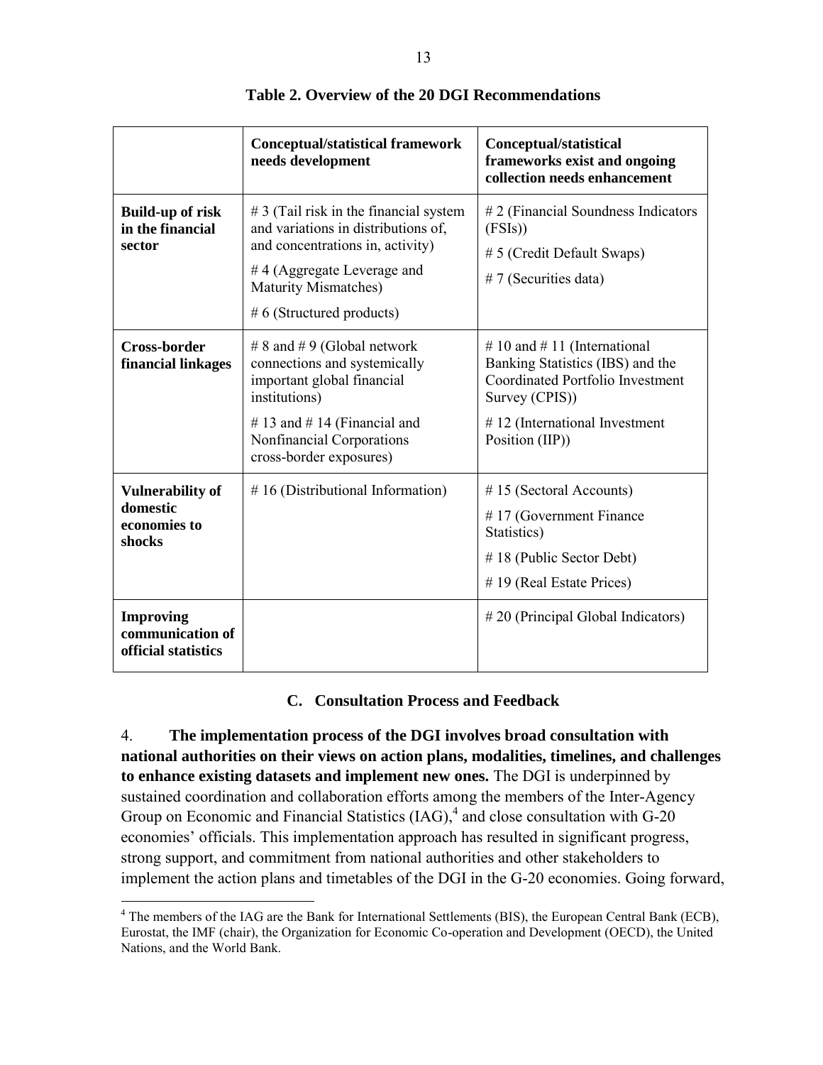**Table 2. Overview of the 20 DGI Recommendations**

| | Conceptual/statistical framework needs development | Conceptual/statistical frameworks exist and ongoing collection needs enhancement |
|---|---|---|
| **Build-up of risk in the financial sector** | # 3 (Tail risk in the financial system and variations in distributions of, and concentrations in, activity)<br># 4 (Aggregate Leverage and Maturity Mismatches)<br># 6 (Structured products) | # 2 (Financial Soundness Indicators (FSIs))<br># 5 (Credit Default Swaps)<br># 7 (Securities data) |
| **Cross-border financial linkages** | # 8 and # 9 (Global network connections and systemically important global financial institutions)<br># 13 and # 14 (Financial and Nonfinancial Corporations cross-border exposures) | # 10 and # 11 (International Banking Statistics (IBS) and the Coordinated Portfolio Investment Survey (CPIS))<br># 12 (International Investment Position (IIP)) |
| **Vulnerability of domestic economies to shocks** | # 16 (Distributional Information) | # 15 (Sectoral Accounts)<br># 17 (Government Finance Statistics)<br># 18 (Public Sector Debt)<br># 19 (Real Estate Prices) |
| **Improving communication of official statistics** | | # 20 (Principal Global Indicators) |

### C. Consultation Process and Feedback

4. **The implementation process of the DGI involves broad consultation with national authorities on their views on action plans, modalities, timelines, and challenges to enhance existing datasets and implement new ones.** The DGI is underpinned by sustained coordination and collaboration efforts among the members of the Inter-Agency Group on Economic and Financial Statistics (IAG),[4] and close consultation with G-20 economies' officials. This implementation approach has resulted in significant progress, strong support, and commitment from national authorities and other stakeholders to implement the action plans and timetables of the DGI in the G-20 economies. Going forward,

[4] The members of the IAG are the Bank for International Settlements (BIS), the European Central Bank (ECB), Eurostat, the IMF (chair), the Organization for Economic Co-operation and Development (OECD), the United Nations, and the World Bank.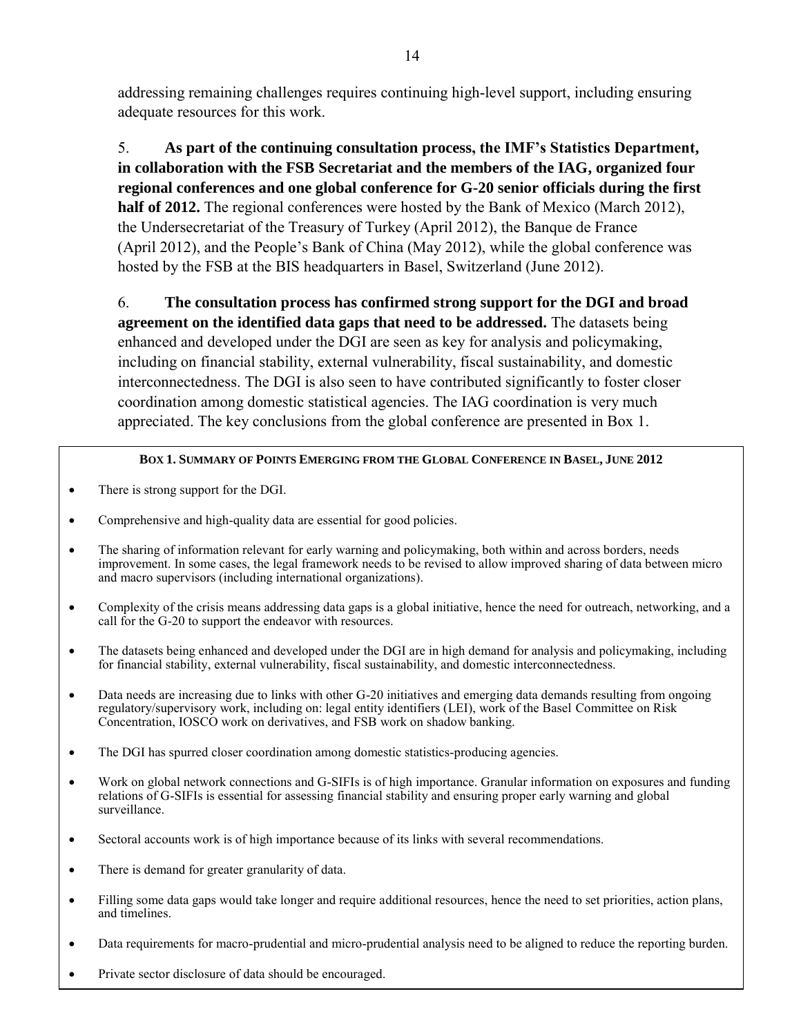addressing remaining challenges requires continuing high-level support, including ensuring adequate resources for this work.

5. **As part of the continuing consultation process, the IMF's Statistics Department, in collaboration with the FSB Secretariat and the members of the IAG, organized four regional conferences and one global conference for G-20 senior officials during the first half of 2012.** The regional conferences were hosted by the Bank of Mexico (March 2012), the Undersecretariat of the Treasury of Turkey (April 2012), the Banque de France (April 2012), and the People's Bank of China (May 2012), while the global conference was hosted by the FSB at the BIS headquarters in Basel, Switzerland (June 2012).

6. **The consultation process has confirmed strong support for the DGI and broad agreement on the identified data gaps that need to be addressed.** The datasets being enhanced and developed under the DGI are seen as key for analysis and policymaking, including on financial stability, external vulnerability, fiscal sustainability, and domestic interconnectedness. The DGI is also seen to have contributed significantly to foster closer coordination among domestic statistical agencies. The IAG coordination is very much appreciated. The key conclusions from the global conference are presented in Box 1.

**BOX 1. SUMMARY OF POINTS EMERGING FROM THE GLOBAL CONFERENCE IN BASEL, JUNE 2012**

- There is strong support for the DGI.
- Comprehensive and high-quality data are essential for good policies.
- The sharing of information relevant for early warning and policymaking, both within and across borders, needs improvement. In some cases, the legal framework needs to be revised to allow improved sharing of data between micro and macro supervisors (including international organizations).
- Complexity of the crisis means addressing data gaps is a global initiative, hence the need for outreach, networking, and a call for the G-20 to support the endeavor with resources.
- The datasets being enhanced and developed under the DGI are in high demand for analysis and policymaking, including for financial stability, external vulnerability, fiscal sustainability, and domestic interconnectedness.
- Data needs are increasing due to links with other G-20 initiatives and emerging data demands resulting from ongoing regulatory/supervisory work, including on: legal entity identifiers (LEI), work of the Basel Committee on Risk Concentration, IOSCO work on derivatives, and FSB work on shadow banking.
- The DGI has spurred closer coordination among domestic statistics-producing agencies.
- Work on global network connections and G-SIFIs is of high importance. Granular information on exposures and funding relations of G-SIFIs is essential for assessing financial stability and ensuring proper early warning and global surveillance.
- Sectoral accounts work is of high importance because of its links with several recommendations.
- There is demand for greater granularity of data.
- Filling some data gaps would take longer and require additional resources, hence the need to set priorities, action plans, and timelines.
- Data requirements for macro-prudential and micro-prudential analysis need to be aligned to reduce the reporting burden.
- Private sector disclosure of data should be encouraged.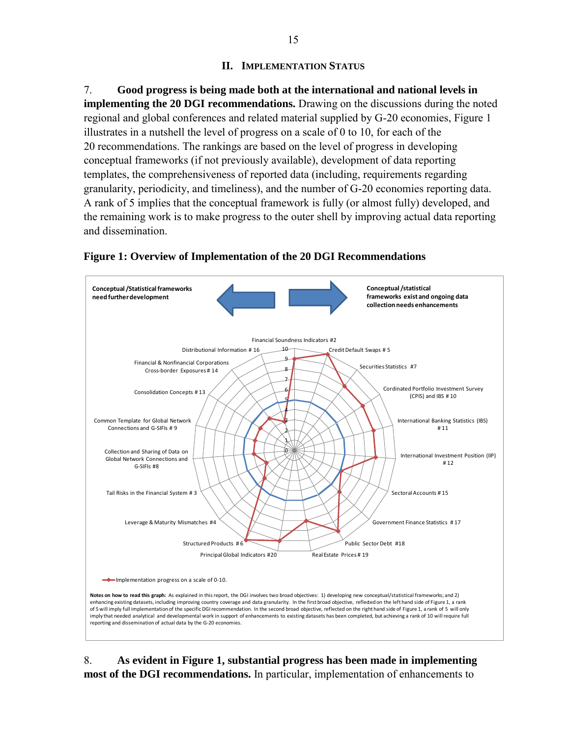## II. IMPLEMENTATION STATUS

7. **Good progress is being made both at the international and national levels in implementing the 20 DGI recommendations.** Drawing on the discussions during the noted regional and global conferences and related material supplied by G-20 economies, Figure 1 illustrates in a nutshell the level of progress on a scale of 0 to 10, for each of the 20 recommendations. The rankings are based on the level of progress in developing conceptual frameworks (if not previously available), development of data reporting templates, the comprehensiveness of reported data (including, requirements regarding granularity, periodicity, and timeliness), and the number of G-20 economies reporting data. A rank of 5 implies that the conceptual framework is fully (or almost fully) developed, and the remaining work is to make progress to the outer shell by improving actual data reporting and dissemination.

**Figure 1: Overview of Implementation of the 20 DGI Recommendations**

Conceptual /Statistical frameworks need further development

Conceptual /statistical frameworks exist and ongoing data collection needs enhancements

Financial Soundness Indicators #2
Credit Default Swaps # 5
Securities Statistics #7
Cordinated Portfolio Investment Survey (CPIS) and IBS # 10
International Banking Statistics (IBS) # 11
International Investment Position (IIP) # 12
Sectoral Accounts # 15
Government Finance Statistics # 17
Public Sector Debt #18
Real Estate Prices # 19
Principal Global Indicators #20
Structured Products # 6
Leverage & Maturity Mismatches #4
Tail Risks in the Financial System # 3
Collection and Sharing of Data on Global Network Connections and G-SIFIs #8
Common Template for Global Network Connections and G-SIFIs # 9
Consolidation Concepts # 13
Financial & Nonfinancial Corporations Cross-border Exposures # 14
Distributional Information # 16

0
1
2
3
4
5
6
7
8
9
10

Implementation progress on a scale of 0-10.

**Notes on how to read this graph:** As explained in this report, the DGI involves two broad objectives: 1) developing new conceptual/statistical frameworks; and 2) enhancing existing datasets, including improving country coverage and data granularity. In the first broad objective, reflected on the left hand side of Figure 1, a rank of 5 will imply full implementation of the specific DGI recommendation. In the second broad objective, reflected on the right hand side of Figure 1, a rank of 5 will only imply that needed analytical and developmental work in support of enhancements to existing datasets has been completed, but achieving a rank of 10 will require full reporting and dissemination of actual data by the G-20 economies.

8. **As evident in Figure 1, substantial progress has been made in implementing most of the DGI recommendations.** In particular, implementation of enhancements to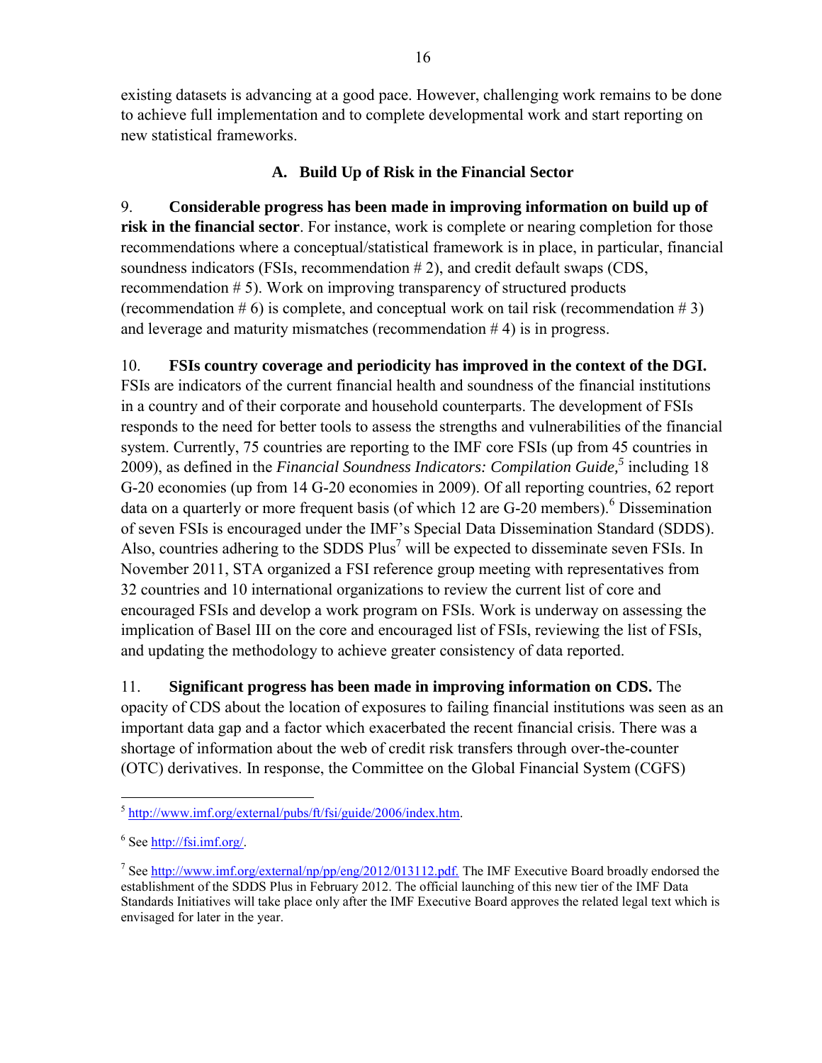existing datasets is advancing at a good pace. However, challenging work remains to be done to achieve full implementation and to complete developmental work and start reporting on new statistical frameworks.

## A. Build Up of Risk in the Financial Sector

9. **Considerable progress has been made in improving information on build up of risk in the financial sector**. For instance, work is complete or nearing completion for those recommendations where a conceptual/statistical framework is in place, in particular, financial soundness indicators (FSIs, recommendation # 2), and credit default swaps (CDS, recommendation # 5). Work on improving transparency of structured products (recommendation # 6) is complete, and conceptual work on tail risk (recommendation # 3) and leverage and maturity mismatches (recommendation # 4) is in progress.

10. **FSIs country coverage and periodicity has improved in the context of the DGI.** FSIs are indicators of the current financial health and soundness of the financial institutions in a country and of their corporate and household counterparts. The development of FSIs responds to the need for better tools to assess the strengths and vulnerabilities of the financial system. Currently, 75 countries are reporting to the IMF core FSIs (up from 45 countries in 2009), as defined in the *Financial Soundness Indicators: Compilation Guide,*[5] including 18 G-20 economies (up from 14 G-20 economies in 2009). Of all reporting countries, 62 report data on a quarterly or more frequent basis (of which 12 are G-20 members).[6] Dissemination of seven FSIs is encouraged under the IMF's Special Data Dissemination Standard (SDDS). Also, countries adhering to the SDDS Plus[7] will be expected to disseminate seven FSIs. In November 2011, STA organized a FSI reference group meeting with representatives from 32 countries and 10 international organizations to review the current list of core and encouraged FSIs and develop a work program on FSIs. Work is underway on assessing the implication of Basel III on the core and encouraged list of FSIs, reviewing the list of FSIs, and updating the methodology to achieve greater consistency of data reported.

11. **Significant progress has been made in improving information on CDS.** The opacity of CDS about the location of exposures to failing financial institutions was seen as an important data gap and a factor which exacerbated the recent financial crisis. There was a shortage of information about the web of credit risk transfers through over-the-counter (OTC) derivatives. In response, the Committee on the Global Financial System (CGFS)

---

[5] http://www.imf.org/external/pubs/ft/fsi/guide/2006/index.htm.

[6] See http://fsi.imf.org/.

[7] See http://www.imf.org/external/np/pp/eng/2012/013112.pdf. The IMF Executive Board broadly endorsed the establishment of the SDDS Plus in February 2012. The official launching of this new tier of the IMF Data Standards Initiatives will take place only after the IMF Executive Board approves the related legal text which is envisaged for later in the year.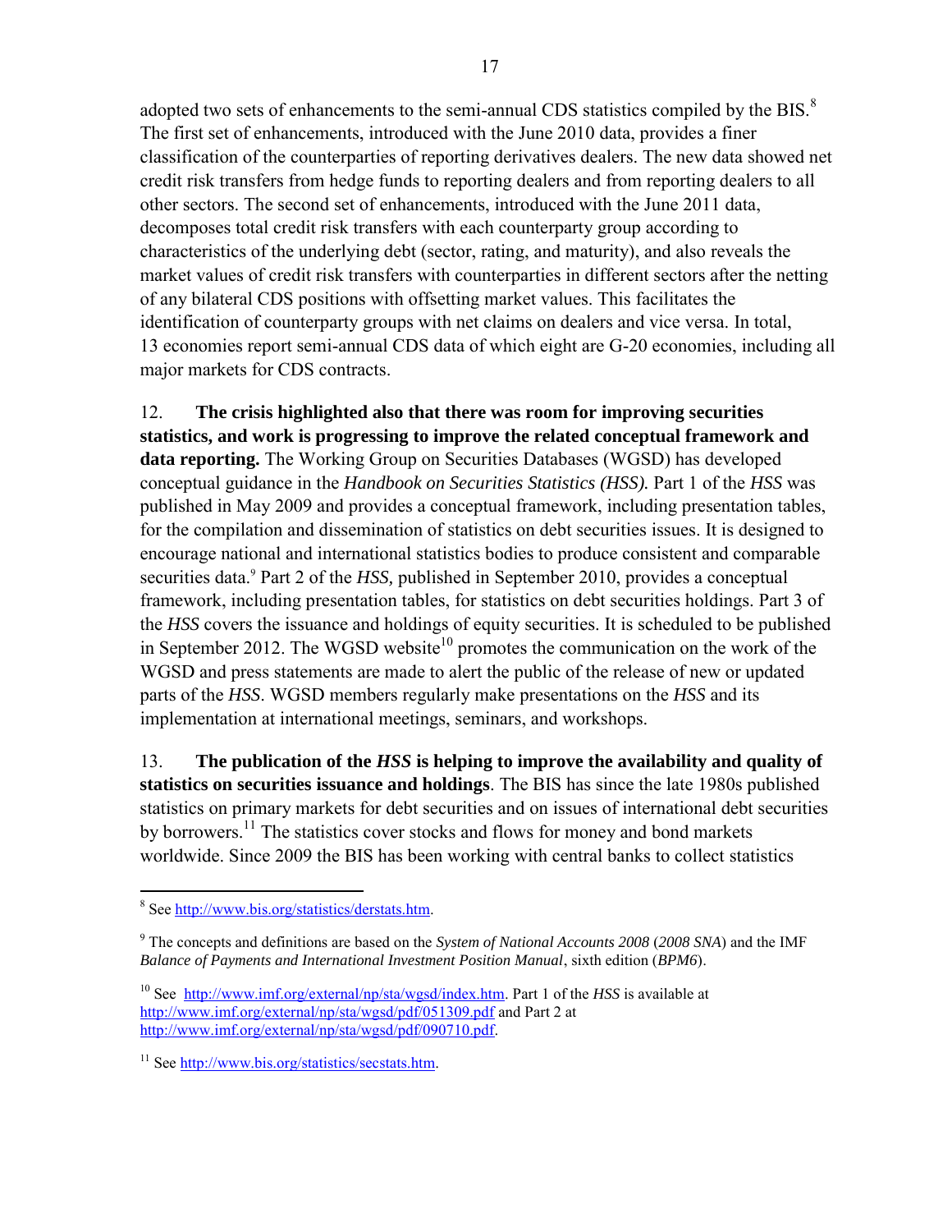adopted two sets of enhancements to the semi-annual CDS statistics compiled by the BIS.[8] The first set of enhancements, introduced with the June 2010 data, provides a finer classification of the counterparties of reporting derivatives dealers. The new data showed net credit risk transfers from hedge funds to reporting dealers and from reporting dealers to all other sectors. The second set of enhancements, introduced with the June 2011 data, decomposes total credit risk transfers with each counterparty group according to characteristics of the underlying debt (sector, rating, and maturity), and also reveals the market values of credit risk transfers with counterparties in different sectors after the netting of any bilateral CDS positions with offsetting market values. This facilitates the identification of counterparty groups with net claims on dealers and vice versa. In total, 13 economies report semi-annual CDS data of which eight are G-20 economies, including all major markets for CDS contracts.

12. **The crisis highlighted also that there was room for improving securities statistics, and work is progressing to improve the related conceptual framework and data reporting.** The Working Group on Securities Databases (WGSD) has developed conceptual guidance in the *Handbook on Securities Statistics (HSS).* Part 1 of the *HSS* was published in May 2009 and provides a conceptual framework, including presentation tables, for the compilation and dissemination of statistics on debt securities issues. It is designed to encourage national and international statistics bodies to produce consistent and comparable securities data.[9] Part 2 of the *HSS,* published in September 2010, provides a conceptual framework, including presentation tables, for statistics on debt securities holdings. Part 3 of the *HSS* covers the issuance and holdings of equity securities. It is scheduled to be published in September 2012. The WGSD website[10] promotes the communication on the work of the WGSD and press statements are made to alert the public of the release of new or updated parts of the *HSS*. WGSD members regularly make presentations on the *HSS* and its implementation at international meetings, seminars, and workshops.

13. **The publication of the *HSS* is helping to improve the availability and quality of statistics on securities issuance and holdings**. The BIS has since the late 1980s published statistics on primary markets for debt securities and on issues of international debt securities by borrowers.[11] The statistics cover stocks and flows for money and bond markets worldwide. Since 2009 the BIS has been working with central banks to collect statistics

---

[8] See http://www.bis.org/statistics/derstats.htm.

[9] The concepts and definitions are based on the *System of National Accounts 2008* (*2008 SNA*) and the IMF *Balance of Payments and International Investment Position Manual*, sixth edition (*BPM6*).

[10] See http://www.imf.org/external/np/sta/wgsd/index.htm. Part 1 of the *HSS* is available at http://www.imf.org/external/np/sta/wgsd/pdf/051309.pdf and Part 2 at http://www.imf.org/external/np/sta/wgsd/pdf/090710.pdf.

[11] See http://www.bis.org/statistics/secstats.htm.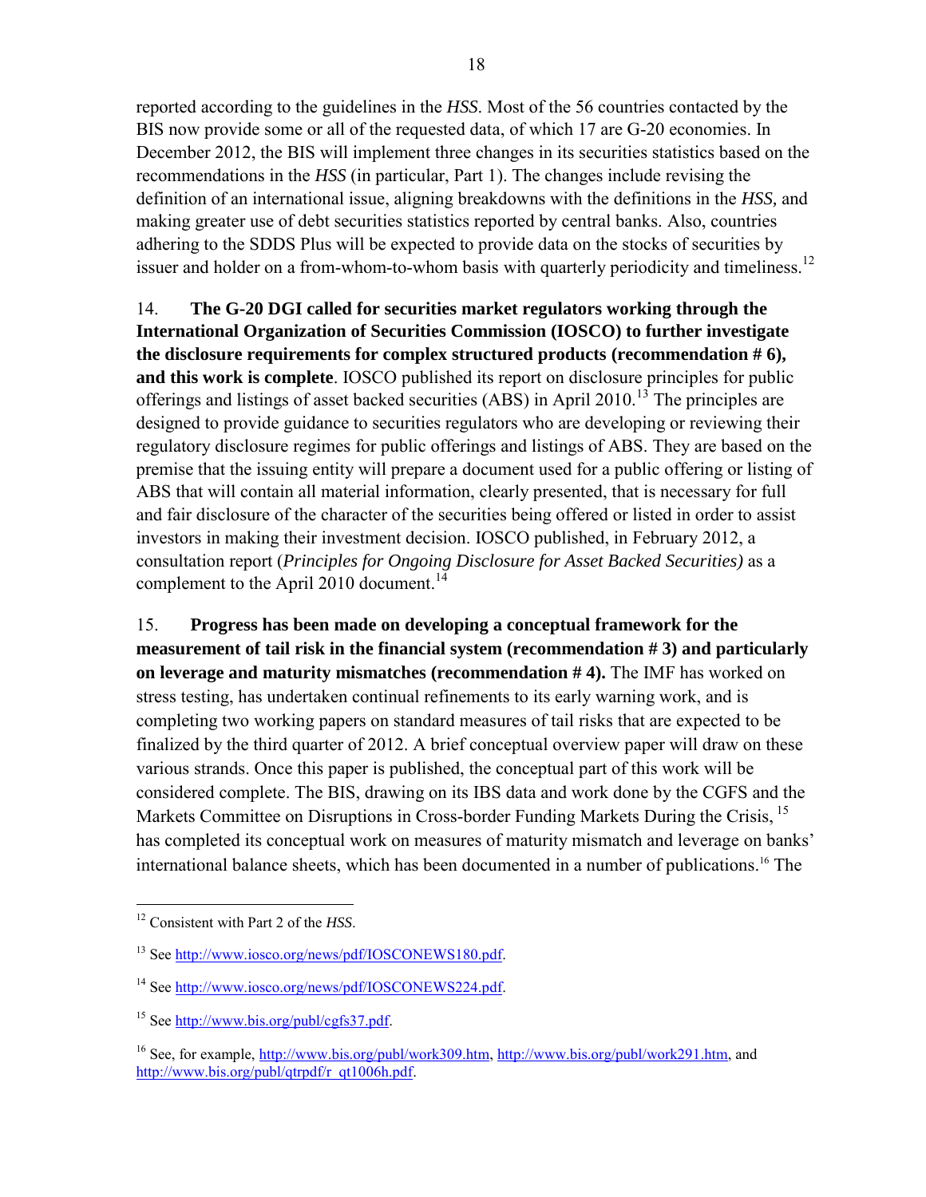reported according to the guidelines in the *HSS*. Most of the 56 countries contacted by the BIS now provide some or all of the requested data, of which 17 are G-20 economies. In December 2012, the BIS will implement three changes in its securities statistics based on the recommendations in the *HSS* (in particular, Part 1). The changes include revising the definition of an international issue, aligning breakdowns with the definitions in the *HSS,* and making greater use of debt securities statistics reported by central banks. Also, countries adhering to the SDDS Plus will be expected to provide data on the stocks of securities by issuer and holder on a from-whom-to-whom basis with quarterly periodicity and timeliness.[12]

14. **The G-20 DGI called for securities market regulators working through the International Organization of Securities Commission (IOSCO) to further investigate the disclosure requirements for complex structured products (recommendation # 6), and this work is complete**. IOSCO published its report on disclosure principles for public offerings and listings of asset backed securities (ABS) in April 2010.[13] The principles are designed to provide guidance to securities regulators who are developing or reviewing their regulatory disclosure regimes for public offerings and listings of ABS. They are based on the premise that the issuing entity will prepare a document used for a public offering or listing of ABS that will contain all material information, clearly presented, that is necessary for full and fair disclosure of the character of the securities being offered or listed in order to assist investors in making their investment decision. IOSCO published, in February 2012, a consultation report (*Principles for Ongoing Disclosure for Asset Backed Securities)* as a complement to the April 2010 document.[14]

15. **Progress has been made on developing a conceptual framework for the measurement of tail risk in the financial system (recommendation # 3) and particularly on leverage and maturity mismatches (recommendation # 4).** The IMF has worked on stress testing, has undertaken continual refinements to its early warning work, and is completing two working papers on standard measures of tail risks that are expected to be finalized by the third quarter of 2012. A brief conceptual overview paper will draw on these various strands. Once this paper is published, the conceptual part of this work will be considered complete. The BIS, drawing on its IBS data and work done by the CGFS and the Markets Committee on Disruptions in Cross-border Funding Markets During the Crisis, [15] has completed its conceptual work on measures of maturity mismatch and leverage on banks' international balance sheets, which has been documented in a number of publications.[16] The

---

[12] Consistent with Part 2 of the *HSS*.

[13] See http://www.iosco.org/news/pdf/IOSCONEWS180.pdf.

[14] See http://www.iosco.org/news/pdf/IOSCONEWS224.pdf.

[15] See http://www.bis.org/publ/cgfs37.pdf.

[16] See, for example, http://www.bis.org/publ/work309.htm, http://www.bis.org/publ/work291.htm, and http://www.bis.org/publ/qtrpdf/r_qt1006h.pdf.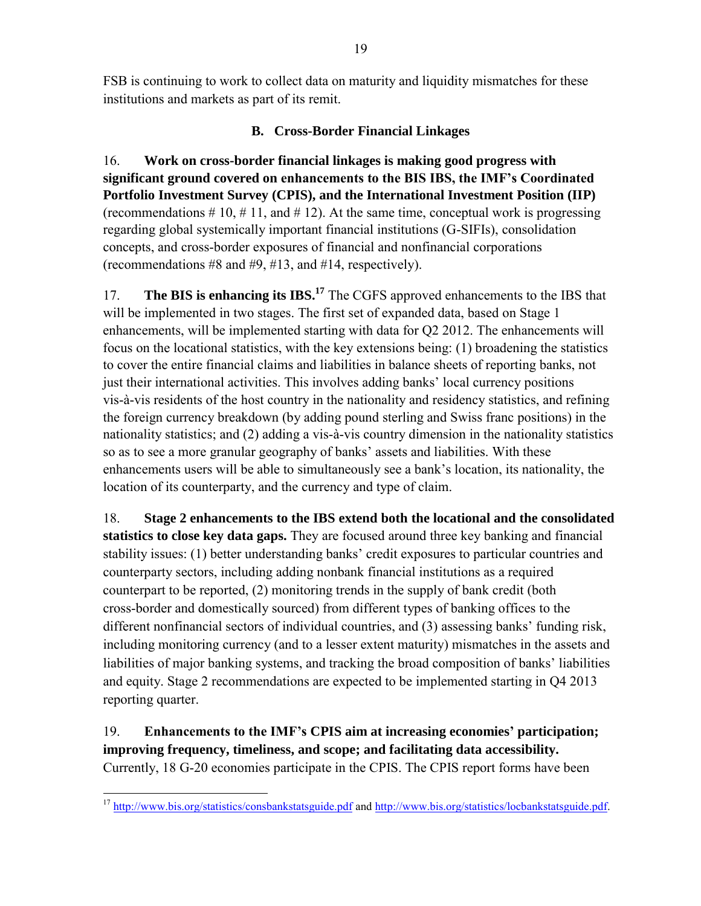FSB is continuing to work to collect data on maturity and liquidity mismatches for these institutions and markets as part of its remit.

### B. Cross-Border Financial Linkages

16. **Work on cross-border financial linkages is making good progress with significant ground covered on enhancements to the BIS IBS, the IMF's Coordinated Portfolio Investment Survey (CPIS), and the International Investment Position (IIP)** (recommendations # 10, # 11, and # 12). At the same time, conceptual work is progressing regarding global systemically important financial institutions (G-SIFIs), consolidation concepts, and cross-border exposures of financial and nonfinancial corporations (recommendations #8 and #9, #13, and #14, respectively).

17. **The BIS is enhancing its IBS.**[17] The CGFS approved enhancements to the IBS that will be implemented in two stages. The first set of expanded data, based on Stage 1 enhancements, will be implemented starting with data for Q2 2012. The enhancements will focus on the locational statistics, with the key extensions being: (1) broadening the statistics to cover the entire financial claims and liabilities in balance sheets of reporting banks, not just their international activities. This involves adding banks' local currency positions vis-à-vis residents of the host country in the nationality and residency statistics, and refining the foreign currency breakdown (by adding pound sterling and Swiss franc positions) in the nationality statistics; and (2) adding a vis-à-vis country dimension in the nationality statistics so as to see a more granular geography of banks' assets and liabilities. With these enhancements users will be able to simultaneously see a bank's location, its nationality, the location of its counterparty, and the currency and type of claim.

18. **Stage 2 enhancements to the IBS extend both the locational and the consolidated statistics to close key data gaps.** They are focused around three key banking and financial stability issues: (1) better understanding banks' credit exposures to particular countries and counterparty sectors, including adding nonbank financial institutions as a required counterpart to be reported, (2) monitoring trends in the supply of bank credit (both cross-border and domestically sourced) from different types of banking offices to the different nonfinancial sectors of individual countries, and (3) assessing banks' funding risk, including monitoring currency (and to a lesser extent maturity) mismatches in the assets and liabilities of major banking systems, and tracking the broad composition of banks' liabilities and equity. Stage 2 recommendations are expected to be implemented starting in Q4 2013 reporting quarter.

19. **Enhancements to the IMF's CPIS aim at increasing economies' participation; improving frequency, timeliness, and scope; and facilitating data accessibility.** Currently, 18 G-20 economies participate in the CPIS. The CPIS report forms have been

---

[17] http://www.bis.org/statistics/consbankstatsguide.pdf and http://www.bis.org/statistics/locbankstatsguide.pdf.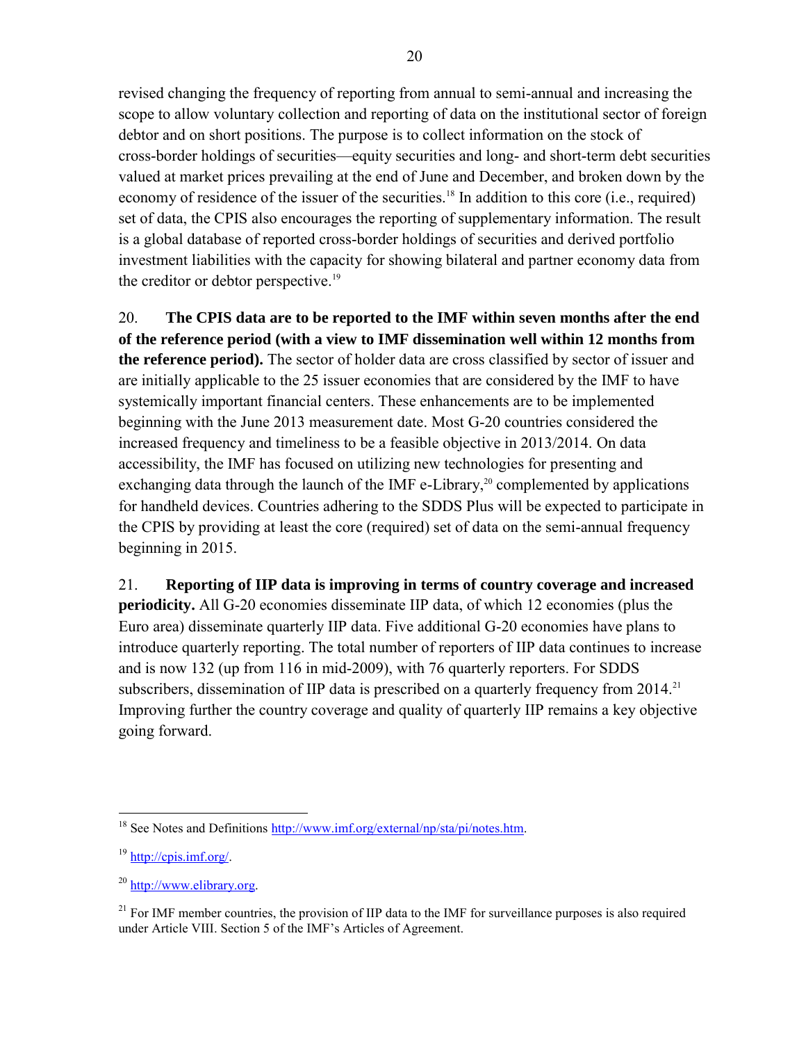revised changing the frequency of reporting from annual to semi-annual and increasing the scope to allow voluntary collection and reporting of data on the institutional sector of foreign debtor and on short positions. The purpose is to collect information on the stock of cross-border holdings of securities—equity securities and long- and short-term debt securities valued at market prices prevailing at the end of June and December, and broken down by the economy of residence of the issuer of the securities.[18] In addition to this core (i.e., required) set of data, the CPIS also encourages the reporting of supplementary information. The result is a global database of reported cross-border holdings of securities and derived portfolio investment liabilities with the capacity for showing bilateral and partner economy data from the creditor or debtor perspective.[19]

20. **The CPIS data are to be reported to the IMF within seven months after the end of the reference period (with a view to IMF dissemination well within 12 months from the reference period).** The sector of holder data are cross classified by sector of issuer and are initially applicable to the 25 issuer economies that are considered by the IMF to have systemically important financial centers. These enhancements are to be implemented beginning with the June 2013 measurement date. Most G-20 countries considered the increased frequency and timeliness to be a feasible objective in 2013/2014. On data accessibility, the IMF has focused on utilizing new technologies for presenting and exchanging data through the launch of the IMF e-Library,[20] complemented by applications for handheld devices. Countries adhering to the SDDS Plus will be expected to participate in the CPIS by providing at least the core (required) set of data on the semi-annual frequency beginning in 2015.

21. **Reporting of IIP data is improving in terms of country coverage and increased periodicity.** All G-20 economies disseminate IIP data, of which 12 economies (plus the Euro area) disseminate quarterly IIP data. Five additional G-20 economies have plans to introduce quarterly reporting. The total number of reporters of IIP data continues to increase and is now 132 (up from 116 in mid-2009), with 76 quarterly reporters. For SDDS subscribers, dissemination of IIP data is prescribed on a quarterly frequency from 2014.[21] Improving further the country coverage and quality of quarterly IIP remains a key objective going forward.

---

[18] See Notes and Definitions http://www.imf.org/external/np/sta/pi/notes.htm.

[19] http://cpis.imf.org/.

[20] http://www.elibrary.org.

[21] For IMF member countries, the provision of IIP data to the IMF for surveillance purposes is also required under Article VIII. Section 5 of the IMF's Articles of Agreement.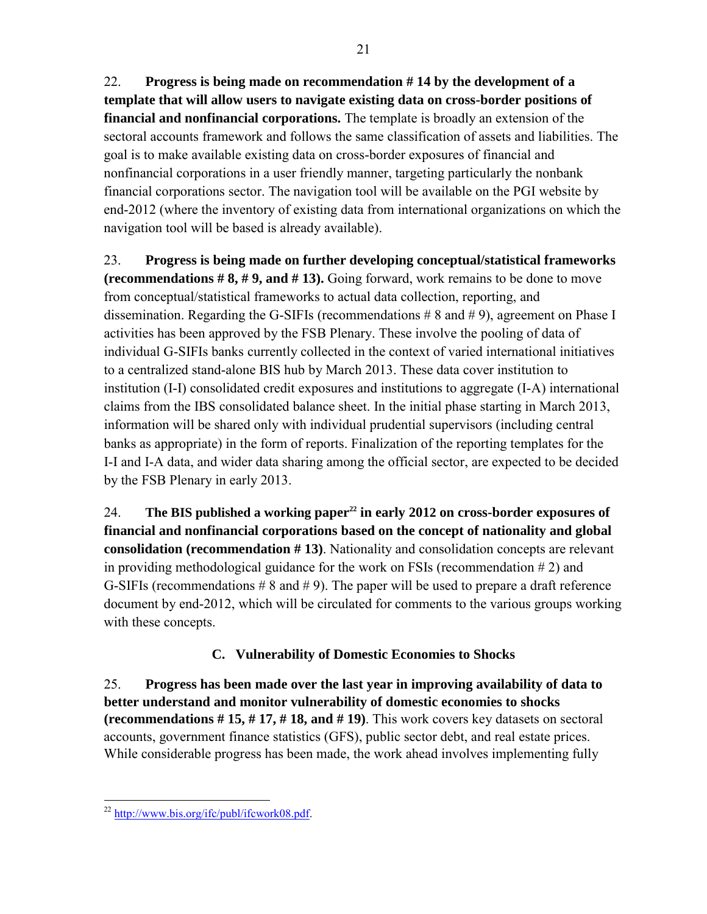22. **Progress is being made on recommendation # 14 by the development of a template that will allow users to navigate existing data on cross-border positions of financial and nonfinancial corporations.** The template is broadly an extension of the sectoral accounts framework and follows the same classification of assets and liabilities. The goal is to make available existing data on cross-border exposures of financial and nonfinancial corporations in a user friendly manner, targeting particularly the nonbank financial corporations sector. The navigation tool will be available on the PGI website by end-2012 (where the inventory of existing data from international organizations on which the navigation tool will be based is already available).

23. **Progress is being made on further developing conceptual/statistical frameworks (recommendations # 8, # 9, and # 13).** Going forward, work remains to be done to move from conceptual/statistical frameworks to actual data collection, reporting, and dissemination. Regarding the G-SIFIs (recommendations # 8 and # 9), agreement on Phase I activities has been approved by the FSB Plenary. These involve the pooling of data of individual G-SIFIs banks currently collected in the context of varied international initiatives to a centralized stand-alone BIS hub by March 2013. These data cover institution to institution (I-I) consolidated credit exposures and institutions to aggregate (I-A) international claims from the IBS consolidated balance sheet. In the initial phase starting in March 2013, information will be shared only with individual prudential supervisors (including central banks as appropriate) in the form of reports. Finalization of the reporting templates for the I-I and I-A data, and wider data sharing among the official sector, are expected to be decided by the FSB Plenary in early 2013.

24. **The BIS published a working paper[22] in early 2012 on cross-border exposures of financial and nonfinancial corporations based on the concept of nationality and global consolidation (recommendation # 13)**. Nationality and consolidation concepts are relevant in providing methodological guidance for the work on FSIs (recommendation # 2) and G-SIFIs (recommendations # 8 and # 9). The paper will be used to prepare a draft reference document by end-2012, which will be circulated for comments to the various groups working with these concepts.

### C. Vulnerability of Domestic Economies to Shocks

25. **Progress has been made over the last year in improving availability of data to better understand and monitor vulnerability of domestic economies to shocks (recommendations # 15, # 17, # 18, and # 19)**. This work covers key datasets on sectoral accounts, government finance statistics (GFS), public sector debt, and real estate prices. While considerable progress has been made, the work ahead involves implementing fully

[22] http://www.bis.org/ifc/publ/ifcwork08.pdf.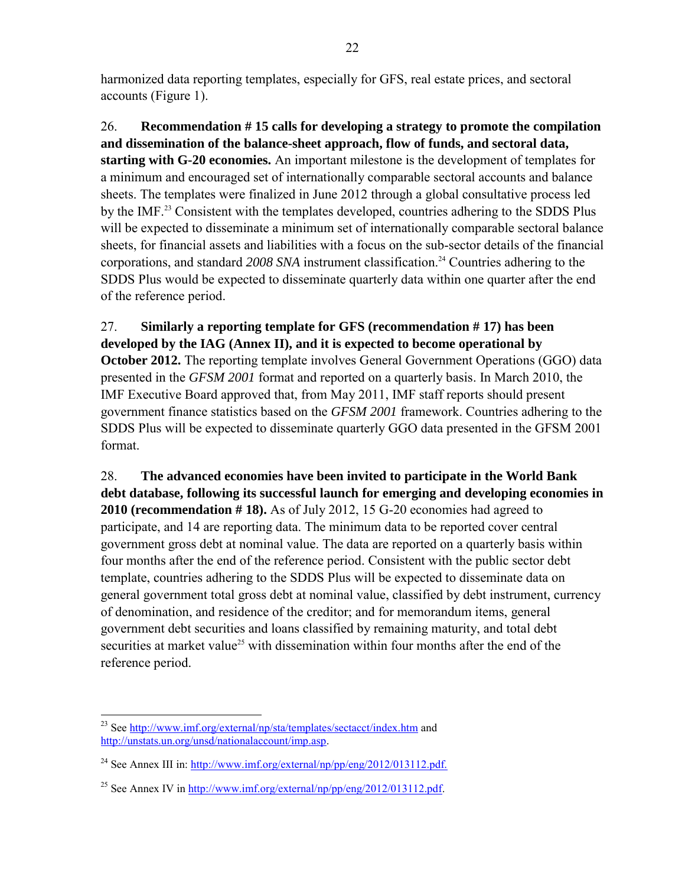harmonized data reporting templates, especially for GFS, real estate prices, and sectoral accounts (Figure 1).

26. **Recommendation # 15 calls for developing a strategy to promote the compilation and dissemination of the balance-sheet approach, flow of funds, and sectoral data, starting with G-20 economies.** An important milestone is the development of templates for a minimum and encouraged set of internationally comparable sectoral accounts and balance sheets. The templates were finalized in June 2012 through a global consultative process led by the IMF.[23] Consistent with the templates developed, countries adhering to the SDDS Plus will be expected to disseminate a minimum set of internationally comparable sectoral balance sheets, for financial assets and liabilities with a focus on the sub-sector details of the financial corporations, and standard *2008 SNA* instrument classification.[24] Countries adhering to the SDDS Plus would be expected to disseminate quarterly data within one quarter after the end of the reference period.

27. **Similarly a reporting template for GFS (recommendation # 17) has been developed by the IAG (Annex II), and it is expected to become operational by October 2012.** The reporting template involves General Government Operations (GGO) data presented in the *GFSM 2001* format and reported on a quarterly basis. In March 2010, the IMF Executive Board approved that, from May 2011, IMF staff reports should present government finance statistics based on the *GFSM 2001* framework. Countries adhering to the SDDS Plus will be expected to disseminate quarterly GGO data presented in the GFSM 2001 format.

28. **The advanced economies have been invited to participate in the World Bank debt database, following its successful launch for emerging and developing economies in 2010 (recommendation # 18).** As of July 2012, 15 G-20 economies had agreed to participate, and 14 are reporting data. The minimum data to be reported cover central government gross debt at nominal value. The data are reported on a quarterly basis within four months after the end of the reference period. Consistent with the public sector debt template, countries adhering to the SDDS Plus will be expected to disseminate data on general government total gross debt at nominal value, classified by debt instrument, currency of denomination, and residence of the creditor; and for memorandum items, general government debt securities and loans classified by remaining maturity, and total debt securities at market value[25] with dissemination within four months after the end of the reference period.

---

[23] See http://www.imf.org/external/np/sta/templates/sectacct/index.htm and http://unstats.un.org/unsd/nationalaccount/imp.asp.

[24] See Annex III in: http://www.imf.org/external/np/pp/eng/2012/013112.pdf.

[25] See Annex IV in http://www.imf.org/external/np/pp/eng/2012/013112.pdf.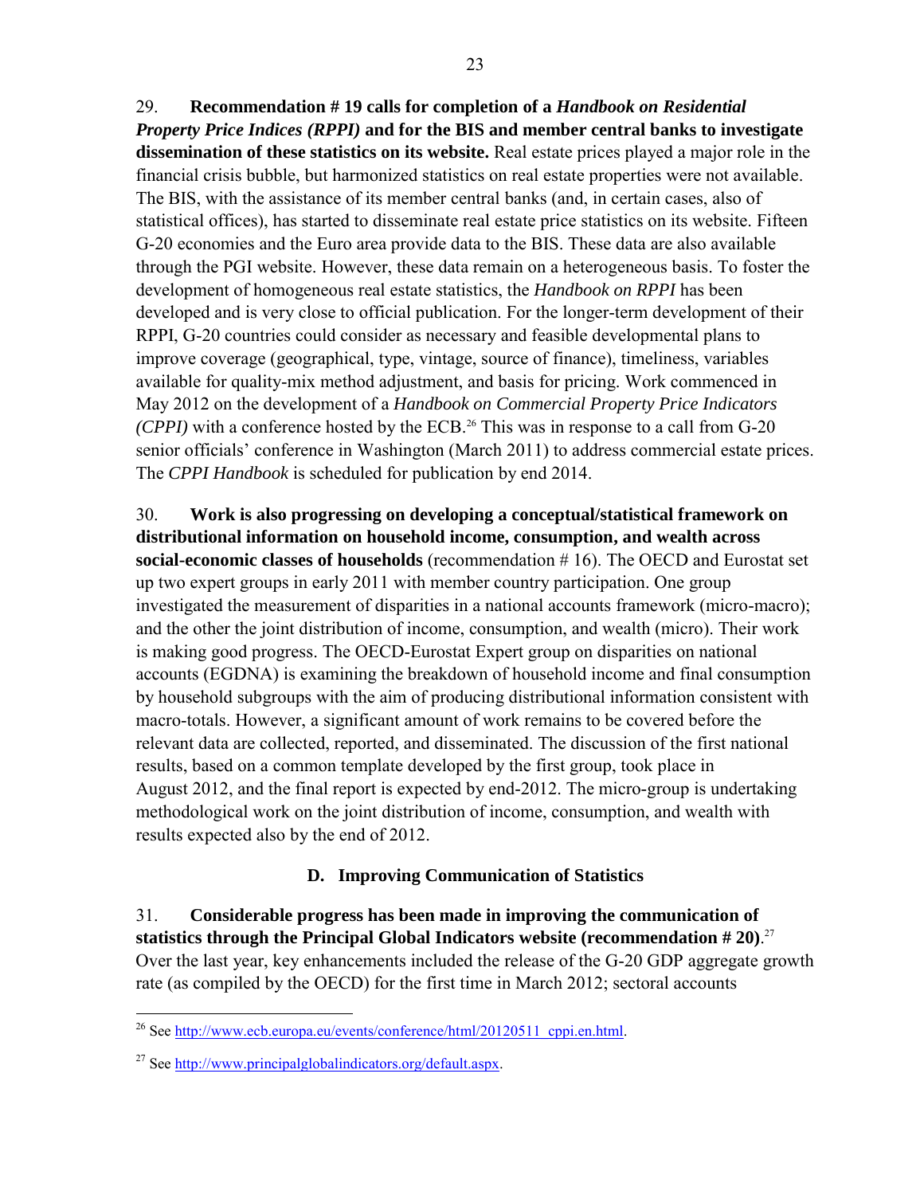29. **Recommendation # 19 calls for completion of a *Handbook on Residential Property Price Indices (RPPI)* and for the BIS and member central banks to investigate dissemination of these statistics on its website.** Real estate prices played a major role in the financial crisis bubble, but harmonized statistics on real estate properties were not available. The BIS, with the assistance of its member central banks (and, in certain cases, also of statistical offices), has started to disseminate real estate price statistics on its website. Fifteen G-20 economies and the Euro area provide data to the BIS. These data are also available through the PGI website. However, these data remain on a heterogeneous basis. To foster the development of homogeneous real estate statistics, the *Handbook on RPPI* has been developed and is very close to official publication. For the longer-term development of their RPPI, G-20 countries could consider as necessary and feasible developmental plans to improve coverage (geographical, type, vintage, source of finance), timeliness, variables available for quality-mix method adjustment, and basis for pricing. Work commenced in May 2012 on the development of a *Handbook on Commercial Property Price Indicators (CPPI)* with a conference hosted by the ECB.[26] This was in response to a call from G-20 senior officials' conference in Washington (March 2011) to address commercial estate prices. The *CPPI Handbook* is scheduled for publication by end 2014.

30. **Work is also progressing on developing a conceptual/statistical framework on distributional information on household income, consumption, and wealth across social-economic classes of households** (recommendation # 16). The OECD and Eurostat set up two expert groups in early 2011 with member country participation. One group investigated the measurement of disparities in a national accounts framework (micro-macro); and the other the joint distribution of income, consumption, and wealth (micro). Their work is making good progress. The OECD-Eurostat Expert group on disparities on national accounts (EGDNA) is examining the breakdown of household income and final consumption by household subgroups with the aim of producing distributional information consistent with macro-totals. However, a significant amount of work remains to be covered before the relevant data are collected, reported, and disseminated. The discussion of the first national results, based on a common template developed by the first group, took place in August 2012, and the final report is expected by end-2012. The micro-group is undertaking methodological work on the joint distribution of income, consumption, and wealth with results expected also by the end of 2012.

### D. Improving Communication of Statistics

31. **Considerable progress has been made in improving the communication of statistics through the Principal Global Indicators website (recommendation # 20)**.[27] Over the last year, key enhancements included the release of the G-20 GDP aggregate growth rate (as compiled by the OECD) for the first time in March 2012; sectoral accounts

---

[26] See http://www.ecb.europa.eu/events/conference/html/20120511_cppi.en.html.

[27] See http://www.principalglobalindicators.org/default.aspx.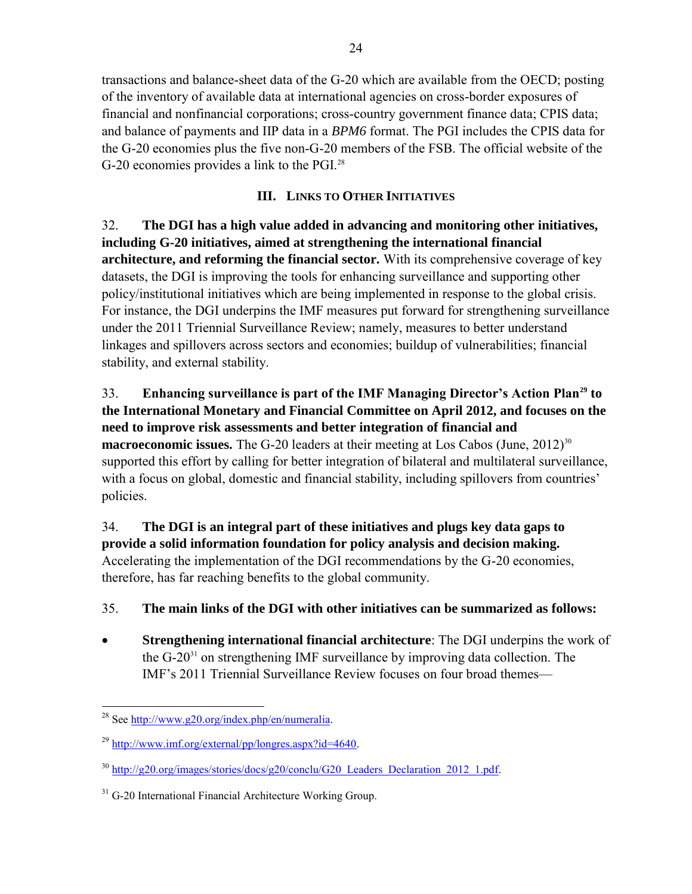transactions and balance-sheet data of the G-20 which are available from the OECD; posting of the inventory of available data at international agencies on cross-border exposures of financial and nonfinancial corporations; cross-country government finance data; CPIS data; and balance of payments and IIP data in a *BPM6* format. The PGI includes the CPIS data for the G-20 economies plus the five non-G-20 members of the FSB. The official website of the G-20 economies provides a link to the PGI.[28]

## III. Links to Other Initiatives

32. **The DGI has a high value added in advancing and monitoring other initiatives, including G-20 initiatives, aimed at strengthening the international financial architecture, and reforming the financial sector.** With its comprehensive coverage of key datasets, the DGI is improving the tools for enhancing surveillance and supporting other policy/institutional initiatives which are being implemented in response to the global crisis. For instance, the DGI underpins the IMF measures put forward for strengthening surveillance under the 2011 Triennial Surveillance Review; namely, measures to better understand linkages and spillovers across sectors and economies; buildup of vulnerabilities; financial stability, and external stability.

33. **Enhancing surveillance is part of the IMF Managing Director's Action Plan[29] to the International Monetary and Financial Committee on April 2012, and focuses on the need to improve risk assessments and better integration of financial and macroeconomic issues.** The G-20 leaders at their meeting at Los Cabos (June, 2012)[30] supported this effort by calling for better integration of bilateral and multilateral surveillance, with a focus on global, domestic and financial stability, including spillovers from countries' policies.

34. **The DGI is an integral part of these initiatives and plugs key data gaps to provide a solid information foundation for policy analysis and decision making.** Accelerating the implementation of the DGI recommendations by the G-20 economies, therefore, has far reaching benefits to the global community.

35. **The main links of the DGI with other initiatives can be summarized as follows:**

- **Strengthening international financial architecture**: The DGI underpins the work of the G-20[31] on strengthening IMF surveillance by improving data collection. The IMF's 2011 Triennial Surveillance Review focuses on four broad themes—

---

[28] See http://www.g20.org/index.php/en/numeralia.

[29] http://www.imf.org/external/pp/longres.aspx?id=4640.

[30] http://g20.org/images/stories/docs/g20/conclu/G20_Leaders_Declaration_2012_1.pdf.

[31] G-20 International Financial Architecture Working Group.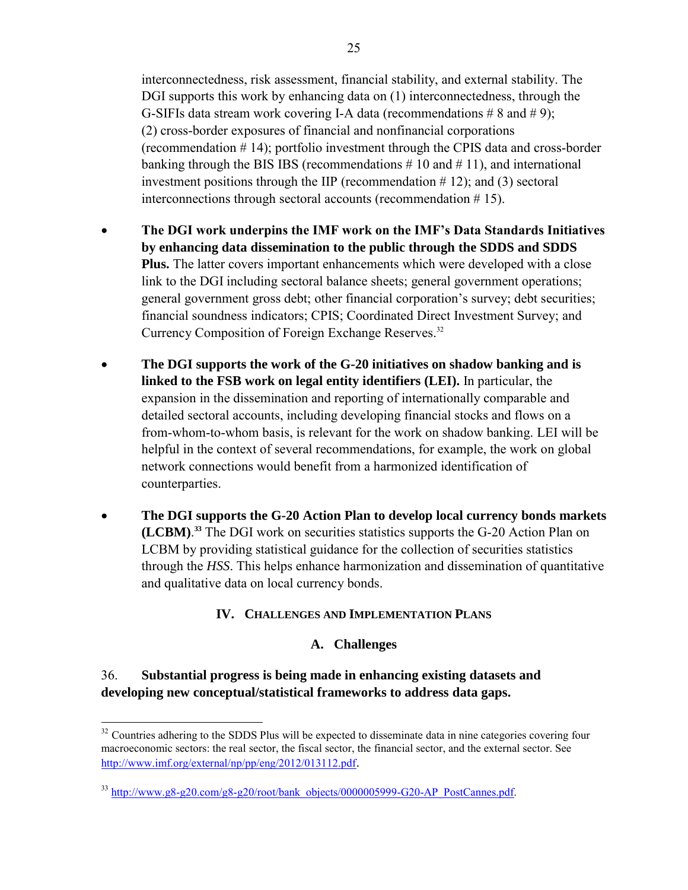interconnectedness, risk assessment, financial stability, and external stability. The DGI supports this work by enhancing data on (1) interconnectedness, through the G-SIFIs data stream work covering I-A data (recommendations # 8 and # 9); (2) cross-border exposures of financial and nonfinancial corporations (recommendation # 14); portfolio investment through the CPIS data and cross-border banking through the BIS IBS (recommendations # 10 and # 11), and international investment positions through the IIP (recommendation # 12); and (3) sectoral interconnections through sectoral accounts (recommendation # 15).

- **The DGI work underpins the IMF work on the IMF's Data Standards Initiatives by enhancing data dissemination to the public through the SDDS and SDDS Plus.** The latter covers important enhancements which were developed with a close link to the DGI including sectoral balance sheets; general government operations; general government gross debt; other financial corporation's survey; debt securities; financial soundness indicators; CPIS; Coordinated Direct Investment Survey; and Currency Composition of Foreign Exchange Reserves.[32]

- **The DGI supports the work of the G-20 initiatives on shadow banking and is linked to the FSB work on legal entity identifiers (LEI).** In particular, the expansion in the dissemination and reporting of internationally comparable and detailed sectoral accounts, including developing financial stocks and flows on a from-whom-to-whom basis, is relevant for the work on shadow banking. LEI will be helpful in the context of several recommendations, for example, the work on global network connections would benefit from a harmonized identification of counterparties.

- **The DGI supports the G-20 Action Plan to develop local currency bonds markets (LCBM).**[33] The DGI work on securities statistics supports the G-20 Action Plan on LCBM by providing statistical guidance for the collection of securities statistics through the *HSS*. This helps enhance harmonization and dissemination of quantitative and qualitative data on local currency bonds.

## IV. Challenges and Implementation Plans

### A. Challenges

36. **Substantial progress is being made in enhancing existing datasets and developing new conceptual/statistical frameworks to address data gaps.**

---

[32] Countries adhering to the SDDS Plus will be expected to disseminate data in nine categories covering four macroeconomic sectors: the real sector, the fiscal sector, the financial sector, and the external sector. See http://www.imf.org/external/np/pp/eng/2012/013112.pdf.

[33] http://www.g8-g20.com/g8-g20/root/bank_objects/0000005999-G20-AP_PostCannes.pdf.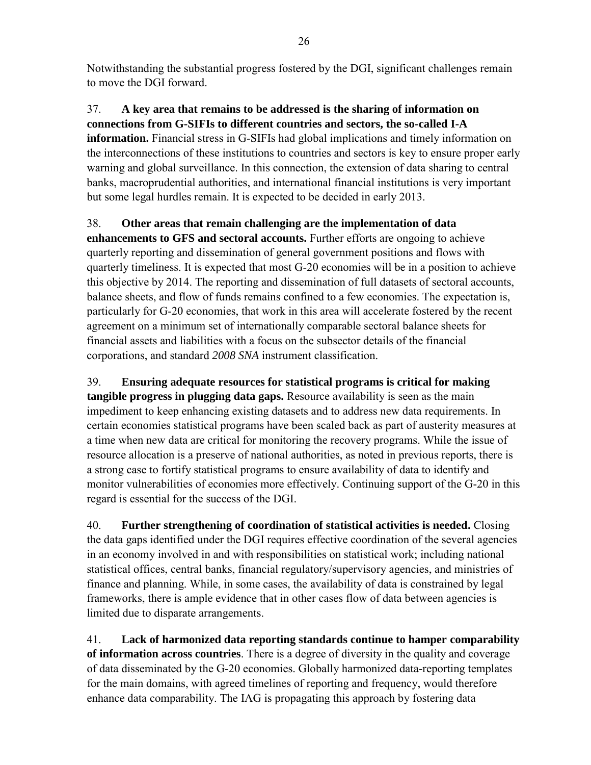Notwithstanding the substantial progress fostered by the DGI, significant challenges remain to move the DGI forward.

37. **A key area that remains to be addressed is the sharing of information on connections from G-SIFIs to different countries and sectors, the so-called I-A information.** Financial stress in G-SIFIs had global implications and timely information on the interconnections of these institutions to countries and sectors is key to ensure proper early warning and global surveillance. In this connection, the extension of data sharing to central banks, macroprudential authorities, and international financial institutions is very important but some legal hurdles remain. It is expected to be decided in early 2013.

38. **Other areas that remain challenging are the implementation of data enhancements to GFS and sectoral accounts.** Further efforts are ongoing to achieve quarterly reporting and dissemination of general government positions and flows with quarterly timeliness. It is expected that most G-20 economies will be in a position to achieve this objective by 2014. The reporting and dissemination of full datasets of sectoral accounts, balance sheets, and flow of funds remains confined to a few economies. The expectation is, particularly for G-20 economies, that work in this area will accelerate fostered by the recent agreement on a minimum set of internationally comparable sectoral balance sheets for financial assets and liabilities with a focus on the subsector details of the financial corporations, and standard *2008 SNA* instrument classification.

39. **Ensuring adequate resources for statistical programs is critical for making tangible progress in plugging data gaps.** Resource availability is seen as the main impediment to keep enhancing existing datasets and to address new data requirements. In certain economies statistical programs have been scaled back as part of austerity measures at a time when new data are critical for monitoring the recovery programs. While the issue of resource allocation is a preserve of national authorities, as noted in previous reports, there is a strong case to fortify statistical programs to ensure availability of data to identify and monitor vulnerabilities of economies more effectively. Continuing support of the G-20 in this regard is essential for the success of the DGI.

40. **Further strengthening of coordination of statistical activities is needed.** Closing the data gaps identified under the DGI requires effective coordination of the several agencies in an economy involved in and with responsibilities on statistical work; including national statistical offices, central banks, financial regulatory/supervisory agencies, and ministries of finance and planning. While, in some cases, the availability of data is constrained by legal frameworks, there is ample evidence that in other cases flow of data between agencies is limited due to disparate arrangements.

41. **Lack of harmonized data reporting standards continue to hamper comparability of information across countries**. There is a degree of diversity in the quality and coverage of data disseminated by the G-20 economies. Globally harmonized data-reporting templates for the main domains, with agreed timelines of reporting and frequency, would therefore enhance data comparability. The IAG is propagating this approach by fostering data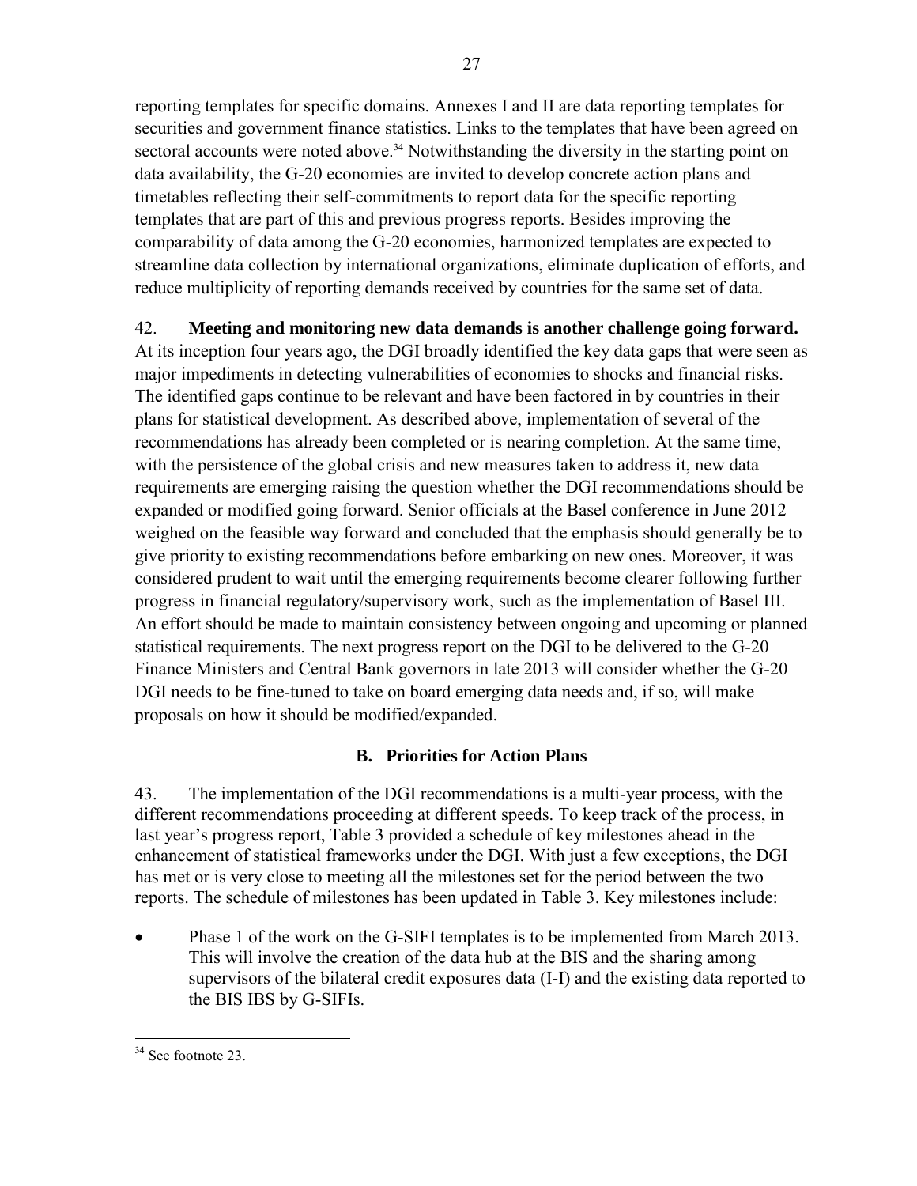reporting templates for specific domains. Annexes I and II are data reporting templates for securities and government finance statistics. Links to the templates that have been agreed on sectoral accounts were noted above.[34] Notwithstanding the diversity in the starting point on data availability, the G-20 economies are invited to develop concrete action plans and timetables reflecting their self-commitments to report data for the specific reporting templates that are part of this and previous progress reports. Besides improving the comparability of data among the G-20 economies, harmonized templates are expected to streamline data collection by international organizations, eliminate duplication of efforts, and reduce multiplicity of reporting demands received by countries for the same set of data.

42. **Meeting and monitoring new data demands is another challenge going forward.** At its inception four years ago, the DGI broadly identified the key data gaps that were seen as major impediments in detecting vulnerabilities of economies to shocks and financial risks. The identified gaps continue to be relevant and have been factored in by countries in their plans for statistical development. As described above, implementation of several of the recommendations has already been completed or is nearing completion. At the same time, with the persistence of the global crisis and new measures taken to address it, new data requirements are emerging raising the question whether the DGI recommendations should be expanded or modified going forward. Senior officials at the Basel conference in June 2012 weighed on the feasible way forward and concluded that the emphasis should generally be to give priority to existing recommendations before embarking on new ones. Moreover, it was considered prudent to wait until the emerging requirements become clearer following further progress in financial regulatory/supervisory work, such as the implementation of Basel III. An effort should be made to maintain consistency between ongoing and upcoming or planned statistical requirements. The next progress report on the DGI to be delivered to the G-20 Finance Ministers and Central Bank governors in late 2013 will consider whether the G-20 DGI needs to be fine-tuned to take on board emerging data needs and, if so, will make proposals on how it should be modified/expanded.

## B. Priorities for Action Plans

43. The implementation of the DGI recommendations is a multi-year process, with the different recommendations proceeding at different speeds. To keep track of the process, in last year's progress report, Table 3 provided a schedule of key milestones ahead in the enhancement of statistical frameworks under the DGI. With just a few exceptions, the DGI has met or is very close to meeting all the milestones set for the period between the two reports. The schedule of milestones has been updated in Table 3. Key milestones include:

- Phase 1 of the work on the G-SIFI templates is to be implemented from March 2013. This will involve the creation of the data hub at the BIS and the sharing among supervisors of the bilateral credit exposures data (I-I) and the existing data reported to the BIS IBS by G-SIFIs.

[34] See footnote 23.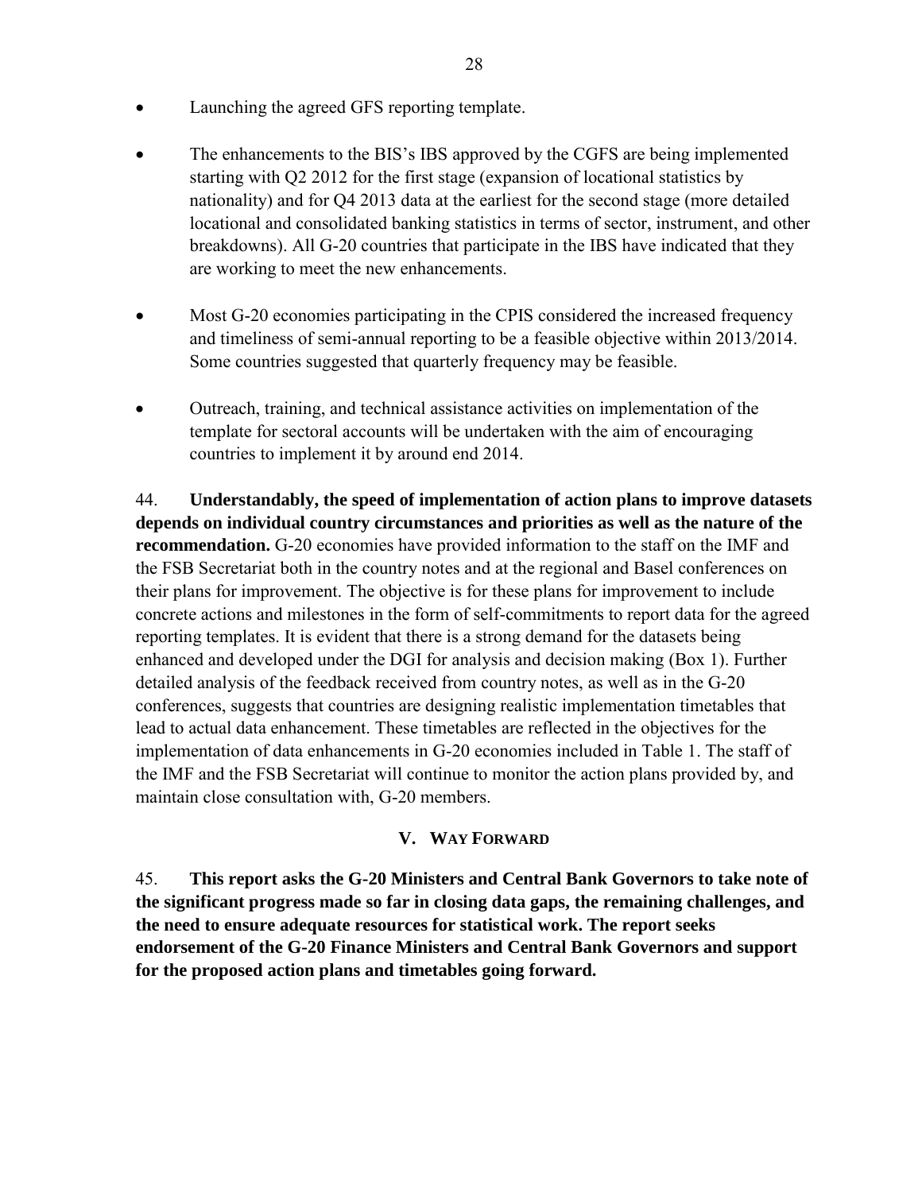- Launching the agreed GFS reporting template.

- The enhancements to the BIS's IBS approved by the CGFS are being implemented starting with Q2 2012 for the first stage (expansion of locational statistics by nationality) and for Q4 2013 data at the earliest for the second stage (more detailed locational and consolidated banking statistics in terms of sector, instrument, and other breakdowns). All G-20 countries that participate in the IBS have indicated that they are working to meet the new enhancements.

- Most G-20 economies participating in the CPIS considered the increased frequency and timeliness of semi-annual reporting to be a feasible objective within 2013/2014. Some countries suggested that quarterly frequency may be feasible.

- Outreach, training, and technical assistance activities on implementation of the template for sectoral accounts will be undertaken with the aim of encouraging countries to implement it by around end 2014.

44. **Understandably, the speed of implementation of action plans to improve datasets depends on individual country circumstances and priorities as well as the nature of the recommendation.** G-20 economies have provided information to the staff on the IMF and the FSB Secretariat both in the country notes and at the regional and Basel conferences on their plans for improvement. The objective is for these plans for improvement to include concrete actions and milestones in the form of self-commitments to report data for the agreed reporting templates. It is evident that there is a strong demand for the datasets being enhanced and developed under the DGI for analysis and decision making (Box 1). Further detailed analysis of the feedback received from country notes, as well as in the G-20 conferences, suggests that countries are designing realistic implementation timetables that lead to actual data enhancement. These timetables are reflected in the objectives for the implementation of data enhancements in G-20 economies included in Table 1. The staff of the IMF and the FSB Secretariat will continue to monitor the action plans provided by, and maintain close consultation with, G-20 members.

## V. Way Forward

45. **This report asks the G-20 Ministers and Central Bank Governors to take note of the significant progress made so far in closing data gaps, the remaining challenges, and the need to ensure adequate resources for statistical work. The report seeks endorsement of the G-20 Finance Ministers and Central Bank Governors and support for the proposed action plans and timetables going forward.**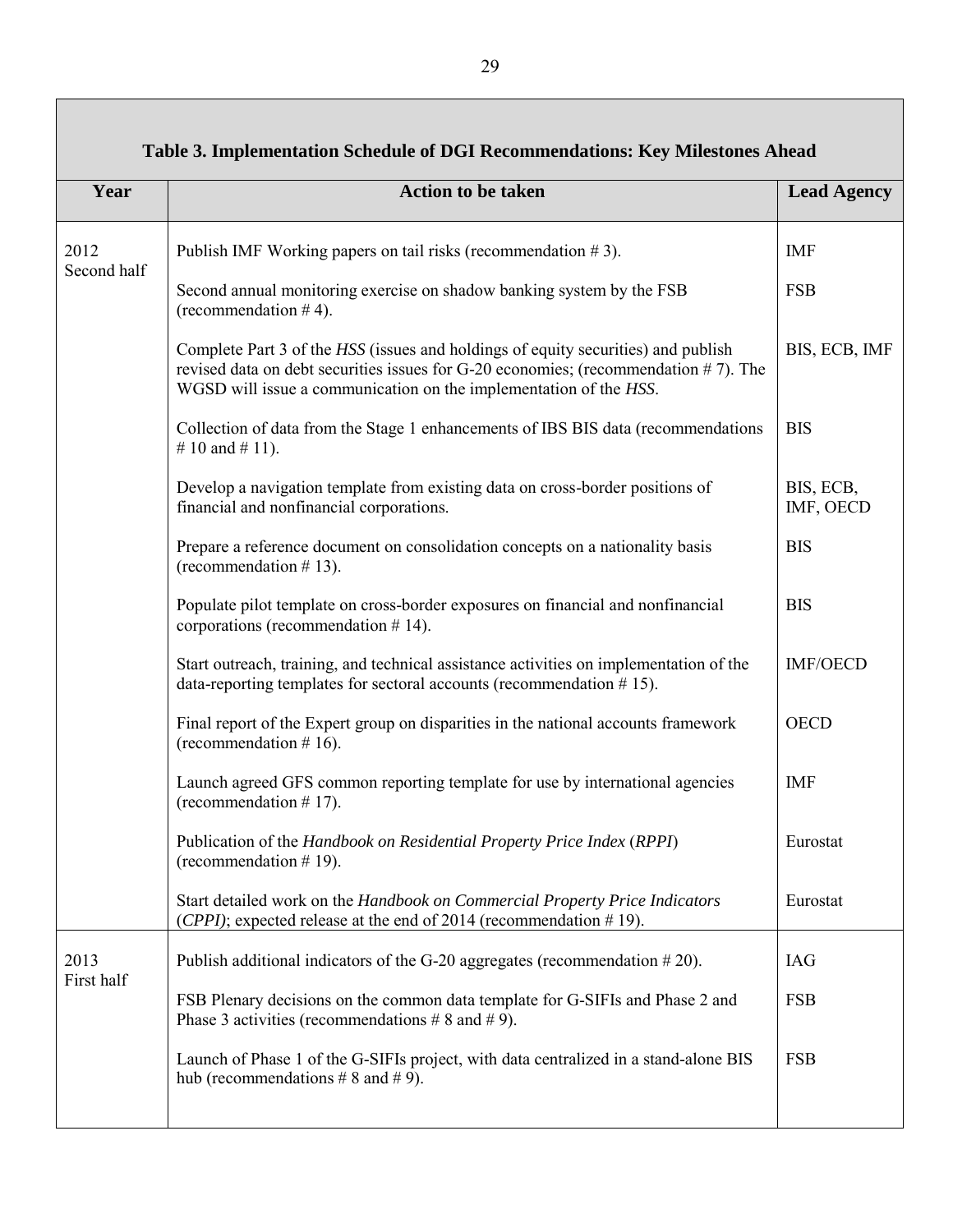**Table 3. Implementation Schedule of DGI Recommendations: Key Milestones Ahead**

| Year | Action to be taken | Lead Agency |
|---|---|---|
| 2012 Second half | Publish IMF Working papers on tail risks (recommendation # 3). | IMF |
| | Second annual monitoring exercise on shadow banking system by the FSB (recommendation # 4). | FSB |
| | Complete Part 3 of the *HSS* (issues and holdings of equity securities) and publish revised data on debt securities issues for G-20 economies; (recommendation # 7). The WGSD will issue a communication on the implementation of the *HSS*. | BIS, ECB, IMF |
| | Collection of data from the Stage 1 enhancements of IBS BIS data (recommendations # 10 and # 11). | BIS |
| | Develop a navigation template from existing data on cross-border positions of financial and nonfinancial corporations. | BIS, ECB, IMF, OECD |
| | Prepare a reference document on consolidation concepts on a nationality basis (recommendation # 13). | BIS |
| | Populate pilot template on cross-border exposures on financial and nonfinancial corporations (recommendation # 14). | BIS |
| | Start outreach, training, and technical assistance activities on implementation of the data-reporting templates for sectoral accounts (recommendation # 15). | IMF/OECD |
| | Final report of the Expert group on disparities in the national accounts framework (recommendation # 16). | OECD |
| | Launch agreed GFS common reporting template for use by international agencies (recommendation # 17). | IMF |
| | Publication of the *Handbook on Residential Property Price Index* (*RPPI*) (recommendation # 19). | Eurostat |
| | Start detailed work on the *Handbook on Commercial Property Price Indicators* (*CPPI)*; expected release at the end of 2014 (recommendation # 19). | Eurostat |
| 2013 First half | Publish additional indicators of the G-20 aggregates (recommendation # 20). | IAG |
| | FSB Plenary decisions on the common data template for G-SIFIs and Phase 2 and Phase 3 activities (recommendations # 8 and # 9). | FSB |
| | Launch of Phase 1 of the G-SIFIs project, with data centralized in a stand-alone BIS hub (recommendations # 8 and # 9). | FSB |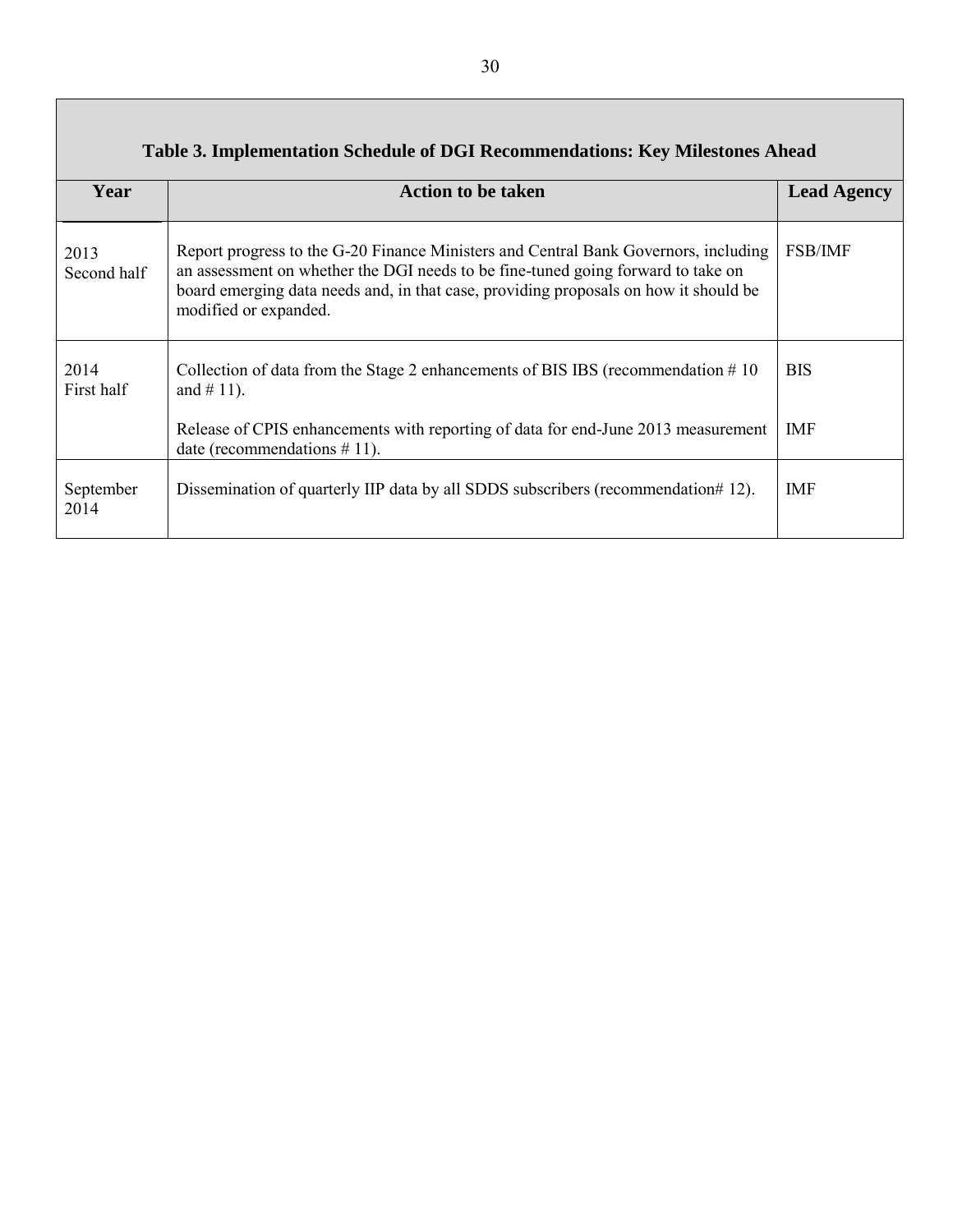**Table 3. Implementation Schedule of DGI Recommendations: Key Milestones Ahead**

| Year | Action to be taken | Lead Agency |
|---|---|---|
| 2013 Second half | Report progress to the G-20 Finance Ministers and Central Bank Governors, including an assessment on whether the DGI needs to be fine-tuned going forward to take on board emerging data needs and, in that case, providing proposals on how it should be modified or expanded. | FSB/IMF |
| 2014 First half | Collection of data from the Stage 2 enhancements of BIS IBS (recommendation # 10 and # 11). | BIS |
| | Release of CPIS enhancements with reporting of data for end-June 2013 measurement date (recommendations # 11). | IMF |
| September 2014 | Dissemination of quarterly IIP data by all SDDS subscribers (recommendation# 12). | IMF |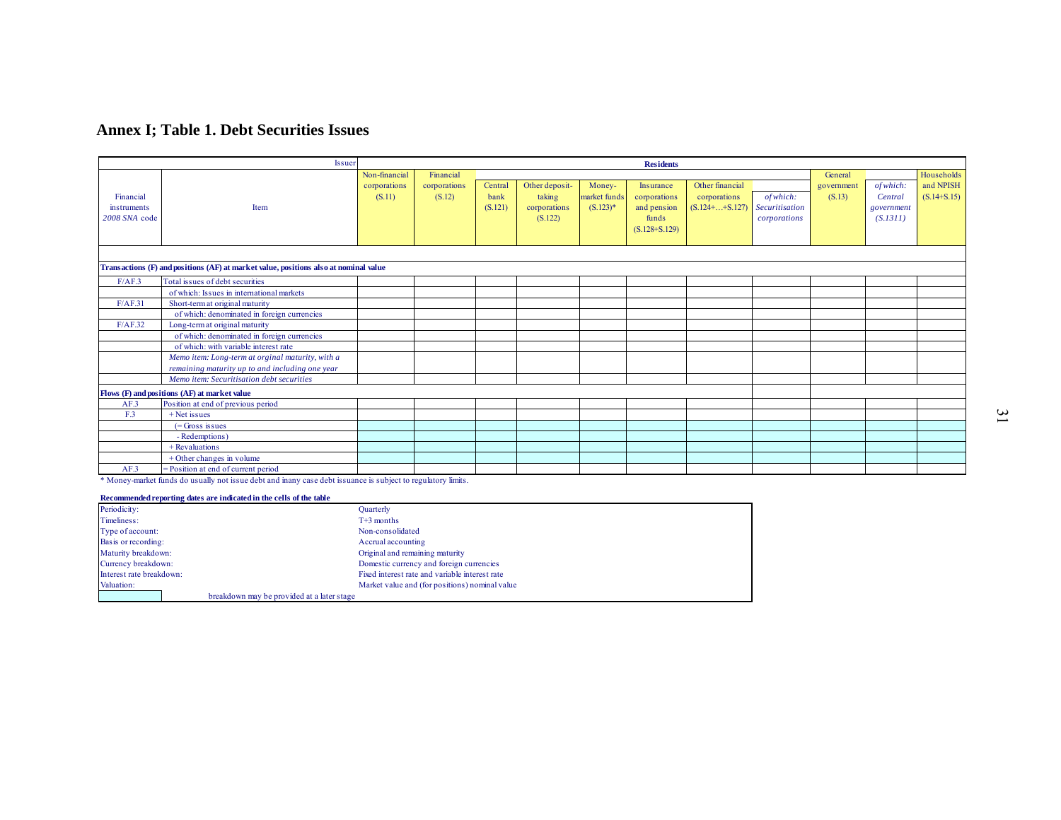## Annex I; Table 1. Debt Securities Issues

| Financial instruments *2008 SNA* code | Item | Residents | | | | | | | | | | |
|---|---|---|---|---|---|---|---|---|---|---|---|---|
| | Issuer | Non-financial corporations (S.11) | Financial corporations (S.12) | Central bank (S.121) | Other deposit-taking corporations (S.122) | Money-market funds (S.123)* | Insurance corporations and pension funds (S.128+S.129) | Other financial corporations (S.124+…+S.127) | *of which: Securitisation corporations* | General government (S.13) | *of which: Central government (S.1311)* | Households and NPISH (S.14+S.15) |
| **Transactions (F) and positions (AF) at market value, positions also at nominal value** | | | | | | | | | | | | |
| F/AF.3 | Total issues of debt securities | | | | | | | | | | | |
| | of which: Issues in international markets | | | | | | | | | | | |
| F/AF.31 | Short-term at original maturity | | | | | | | | | | | |
| | of which: denominated in foreign currencies | | | | | | | | | | | |
| F/AF.32 | Long-term at original maturity | | | | | | | | | | | |
| | of which: denominated in foreign currencies | | | | | | | | | | | |
| | of which: with variable interest rate | | | | | | | | | | | |
| | *Memo item: Long-term at orginal maturity, with a remaining maturity up to and including one year* | | | | | | | | | | | |
| | *Memo item: Securitisation debt securities* | | | | | | | | | | | |
| **Flows (F) and positions (AF) at market value** | | | | | | | | | | | | |
| AF.3 | Position at end of previous period | | | | | | | | | | | |
| F.3 | + Net issues | | | | | | | | | | | |
| | (= Gross issues | | | | | | | | | | | |
| | - Redemptions) | | | | | | | | | | | |
| | + Revaluations | | | | | | | | | | | |
| | + Other changes in volume | | | | | | | | | | | |
| AF.3 | = Position at end of current period | | | | | | | | | | | |

\* Money-market funds do usually not issue debt and inany case debt issuance is subject to regulatory limits.

**Recommended reporting dates are indicated in the cells of the table**

| | |
|---|---|
| Periodicity: | Quarterly |
| Timeliness: | T+3 months |
| Type of account: | Non-consolidated |
| Basis or recording: | Accrual accounting |
| Maturity breakdown: | Original and remaining maturity |
| Currency breakdown: | Domestic currency and foreign currencies |
| Interest rate breakdown: | Fixed interest rate and variable interest rate |
| Valuation: | Market value and (for positions) nominal value |
| (shaded cell) | breakdown may be provided at a later stage |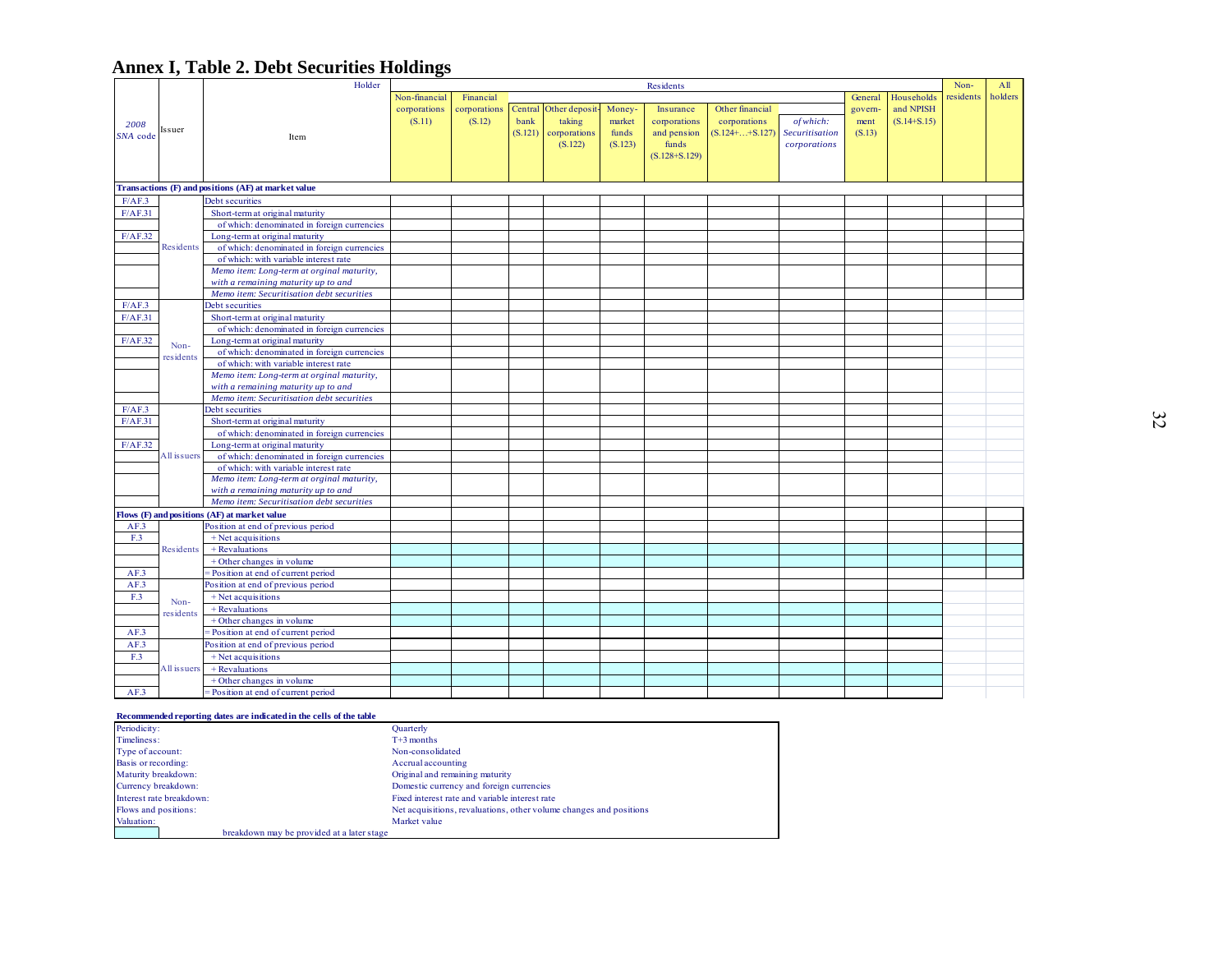# Annex I, Table 2. Debt Securities Holdings

| 2008 SNA code | Issuer | Item | Residents: Non-financial corporations (S.11) | Residents: Financial corporations (S.12) | Central bank (S.121) | Other deposit-taking corporations (S.122) | Money-market funds (S.123) | Insurance corporations and pension funds (S.128+S.129) | Other financial corporations (S.124+…+S.127) | *of which: Securitisation corporations* | General government (S.13) | Households and NPISH (S.14+S.15) | Non-residents | All holders |
|---|---|---|---|---|---|---|---|---|---|---|---|---|---|---|
| **Transactions (F) and positions (AF) at market value** | | | | | | | | | | | | | | |
| F/AF.3 | Residents | Debt securities | | | | | | | | | | | | |
| F/AF.31 | | Short-term at original maturity | | | | | | | | | | | | |
| | | of which: denominated in foreign currencies | | | | | | | | | | | | |
| F/AF.32 | | Long-term at original maturity | | | | | | | | | | | | |
| | | of which: denominated in foreign currencies | | | | | | | | | | | | |
| | | of which: with variable interest rate | | | | | | | | | | | | |
| | | *Memo item: Long-term at orginal maturity, with a remaining maturity up to and* | | | | | | | | | | | | |
| | | *Memo item: Securitisation debt securities* | | | | | | | | | | | | |
| F/AF.3 | Non-residents | Debt securities | | | | | | | | | | | | |
| F/AF.31 | | Short-term at original maturity | | | | | | | | | | | | |
| | | of which: denominated in foreign currencies | | | | | | | | | | | | |
| F/AF.32 | | Long-term at original maturity | | | | | | | | | | | | |
| | | of which: denominated in foreign currencies | | | | | | | | | | | | |
| | | of which: with variable interest rate | | | | | | | | | | | | |
| | | *Memo item: Long-term at orginal maturity, with a remaining maturity up to and* | | | | | | | | | | | | |
| | | *Memo item: Securitisation debt securities* | | | | | | | | | | | | |
| F/AF.3 | All issuers | Debt securities | | | | | | | | | | | | |
| F/AF.31 | | Short-term at original maturity | | | | | | | | | | | | |
| | | of which: denominated in foreign currencies | | | | | | | | | | | | |
| F/AF.32 | | Long-term at original maturity | | | | | | | | | | | | |
| | | of which: denominated in foreign currencies | | | | | | | | | | | | |
| | | of which: with variable interest rate | | | | | | | | | | | | |
| | | *Memo item: Long-term at orginal maturity, with a remaining maturity up to and* | | | | | | | | | | | | |
| | | *Memo item: Securitisation debt securities* | | | | | | | | | | | | |
| **Flows (F) and positions (AF) at market value** | | | | | | | | | | | | | | |
| AF.3 | Residents | Position at end of previous period | | | | | | | | | | | | |
| F.3 | | + Net acquisitions | | | | | | | | | | | | |
| | | + Revaluations | | | | | | | | | | | | |
| | | + Other changes in volume | | | | | | | | | | | | |
| AF.3 | | = Position at end of current period | | | | | | | | | | | | |
| AF.3 | Non-residents | Position at end of previous period | | | | | | | | | | | | |
| F.3 | | + Net acquisitions | | | | | | | | | | | | |
| | | + Revaluations | | | | | | | | | | | | |
| | | + Other changes in volume | | | | | | | | | | | | |
| AF.3 | | = Position at end of current period | | | | | | | | | | | | |
| AF.3 | All issuers | Position at end of previous period | | | | | | | | | | | | |
| F.3 | | + Net acquisitions | | | | | | | | | | | | |
| | | + Revaluations | | | | | | | | | | | | |
| | | + Other changes in volume | | | | | | | | | | | | |
| AF.3 | | = Position at end of current period | | | | | | | | | | | | |

**Recommended reporting dates are indicated in the cells of the table**

| | |
|---|---|
| Periodicity: | Quarterly |
| Timeliness: | T+3 months |
| Type of account: | Non-consolidated |
| Basis or recording: | Accrual accounting |
| Maturity breakdown: | Original and remaining maturity |
| Currency breakdown: | Domestic currency and foreign currencies |
| Interest rate breakdown: | Fixed interest rate and variable interest rate |
| Flows and positions: | Net acquisitions, revaluations, other volume changes and positions |
| Valuation: | Market value |
| (shaded) breakdown may be provided at a later stage | |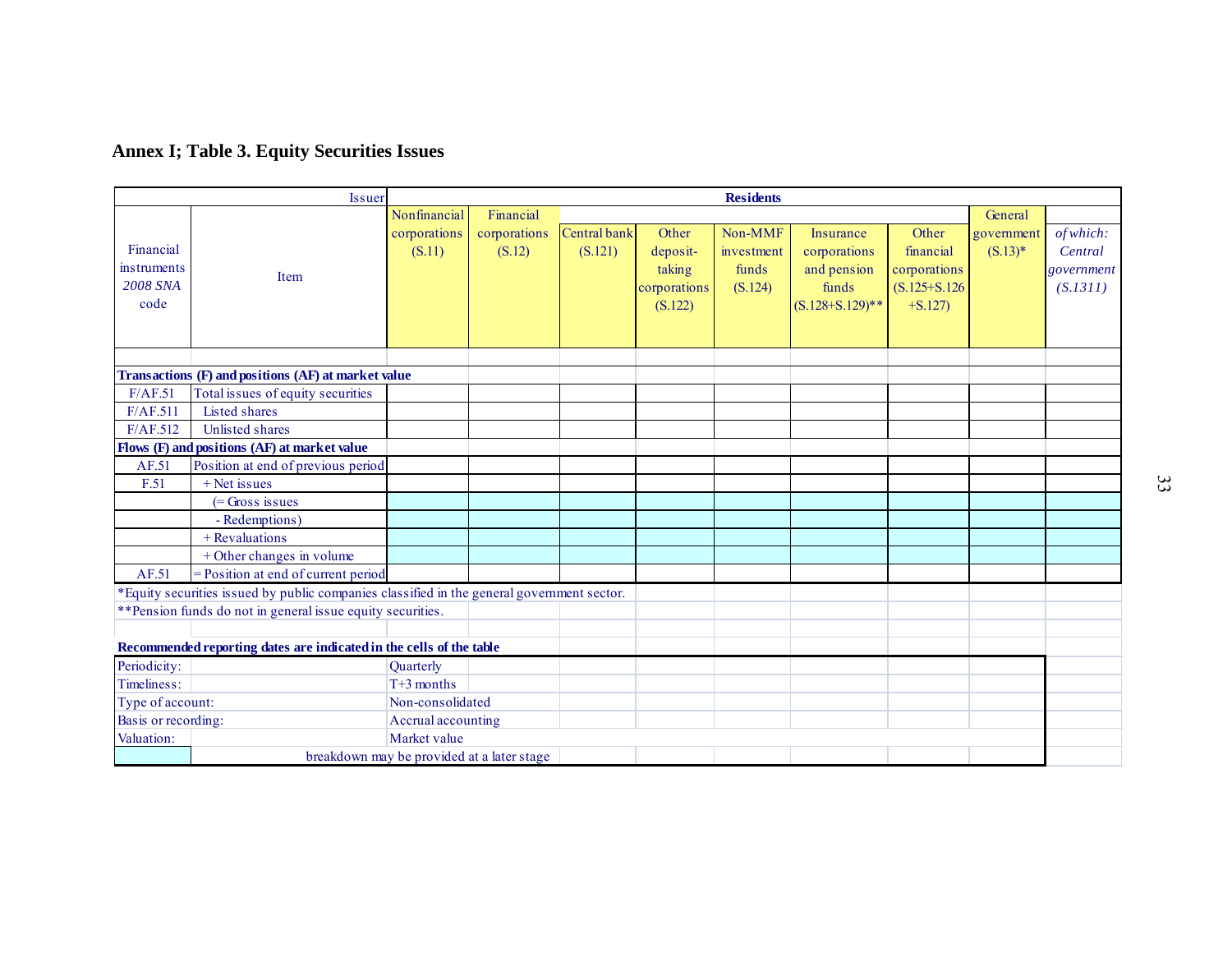## Annex I; Table 3. Equity Securities Issues

| Financial instruments *2008 SNA* code | Item | Residents | | | | | | | | |
|---|---|---|---|---|---|---|---|---|---|---|
| | Issuer | Nonfinancial corporations (S.11) | Financial corporations (S.12) | Central bank (S.121) | Other deposit-taking corporations (S.122) | Non-MMF investment funds (S.124) | Insurance corporations and pension funds (S.128+S.129)** | Other financial corporations (S.125+S.126 +S.127) | General government (S.13)* | *of which: Central government (S.1311)* |
| **Transactions (F) and positions (AF) at market value** | | | | | | | | | | |
| F/AF.51 | Total issues of equity securities | | | | | | | | | |
| F/AF.511 | Listed shares | | | | | | | | | |
| F/AF.512 | Unlisted shares | | | | | | | | | |
| **Flows (F) and positions (AF) at market value** | | | | | | | | | | |
| AF.51 | Position at end of previous period | | | | | | | | | |
| F.51 | + Net issues | | | | | | | | | |
| | (= Gross issues | | | | | | | | | |
| | - Redemptions) | | | | | | | | | |
| | + Revaluations | | | | | | | | | |
| | + Other changes in volume | | | | | | | | | |
| AF.51 | = Position at end of current period | | | | | | | | | |

*Equity securities issued by public companies classified in the general government sector.

**Pension funds do not in general issue equity securities.

**Recommended reporting dates are indicated in the cells of the table**

| | |
|---|---|
| Periodicity: | Quarterly |
| Timeliness: | T+3 months |
| Type of account: | Non-consolidated |
| Basis or recording: | Accrual accounting |
| Valuation: | Market value |
| (shaded cell) | breakdown may be provided at a later stage |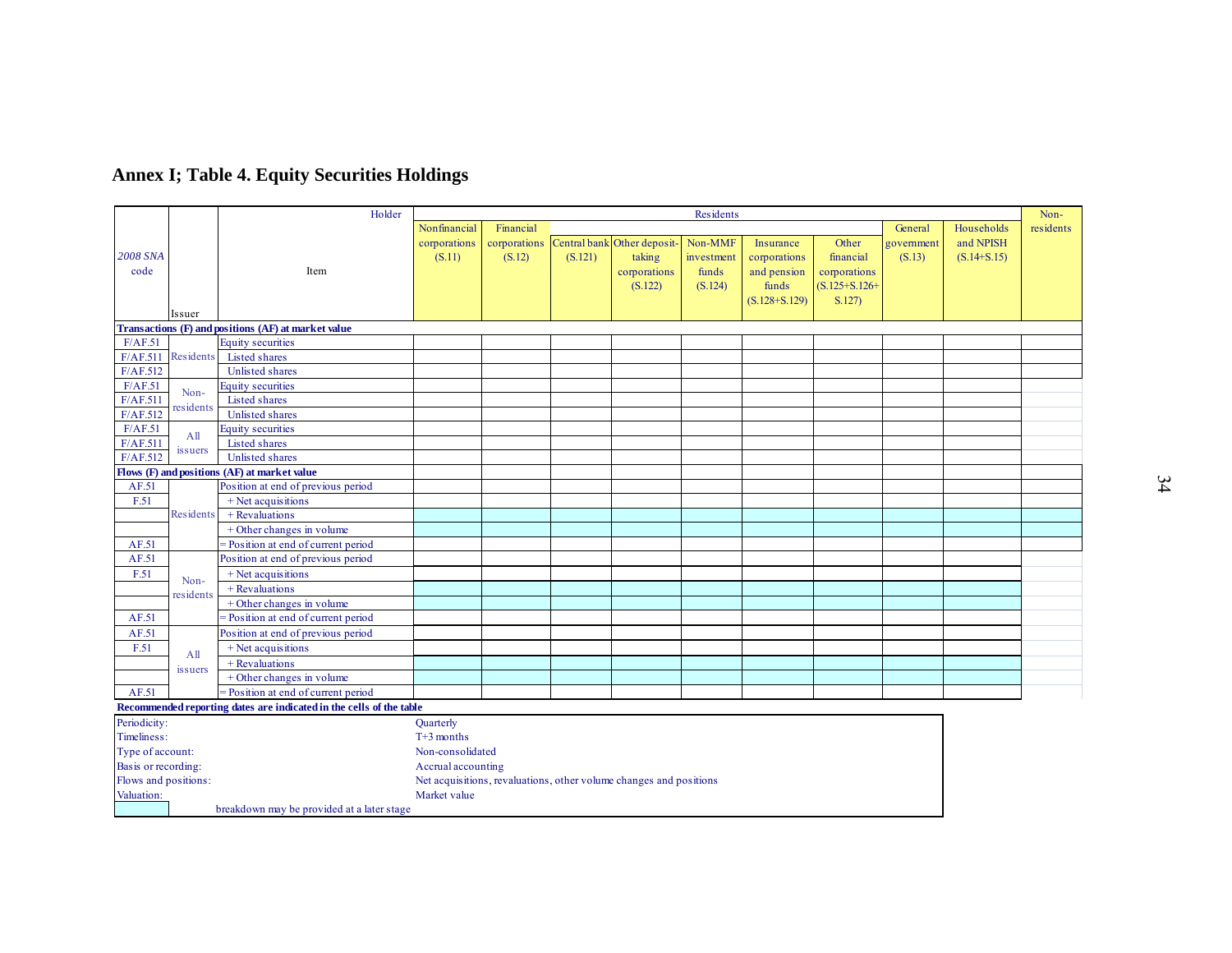# Annex I; Table 4. Equity Securities Holdings

| 2008 SNA code | Issuer | Item | Residents | | | | | | | | | Non-residents |
|---|---|---|---|---|---|---|---|---|---|---|---|---|
| | | Holder | Nonfinancial corporations (S.11) | Financial corporations (S.12) | Central bank (S.121) | Other deposit-taking corporations (S.122) | Non-MMF investment funds (S.124) | Insurance corporations and pension funds (S.128+S.129) | Other financial corporations (S.125+S.126+ S.127) | General government (S.13) | Households and NPISH (S.14+S.15) | |
| **Transactions (F) and positions (AF) at market value** | | | | | | | | | | | | |
| F/AF.51 | Residents | Equity securities | | | | | | | | | | |
| F/AF.511 | | Listed shares | | | | | | | | | | |
| F/AF.512 | | Unlisted shares | | | | | | | | | | |
| F/AF.51 | Non-residents | Equity securities | | | | | | | | | | |
| F/AF.511 | | Listed shares | | | | | | | | | | |
| F/AF.512 | | Unlisted shares | | | | | | | | | | |
| F/AF.51 | All issuers | Equity securities | | | | | | | | | | |
| F/AF.511 | | Listed shares | | | | | | | | | | |
| F/AF.512 | | Unlisted shares | | | | | | | | | | |
| **Flows (F) and positions (AF) at market value** | | | | | | | | | | | | |
| AF.51 | Residents | Position at end of previous period | | | | | | | | | | |
| F.51 | | + Net acquisitions | | | | | | | | | | |
| | | + Revaluations | | | | | | | | | | |
| | | + Other changes in volume | | | | | | | | | | |
| AF.51 | | = Position at end of current period | | | | | | | | | | |
| AF.51 | Non-residents | Position at end of previous period | | | | | | | | | | |
| F.51 | | + Net acquisitions | | | | | | | | | | |
| | | + Revaluations | | | | | | | | | | |
| | | + Other changes in volume | | | | | | | | | | |
| AF.51 | | = Position at end of current period | | | | | | | | | | |
| AF.51 | All issuers | Position at end of previous period | | | | | | | | | | |
| F.51 | | + Net acquisitions | | | | | | | | | | |
| | | + Revaluations | | | | | | | | | | |
| | | + Other changes in volume | | | | | | | | | | |
| AF.51 | | = Position at end of current period | | | | | | | | | | |

**Recommended reporting dates are indicated in the cells of the table**

| | |
|---|---|
| Periodicity: | Quarterly |
| Timeliness: | T+3 months |
| Type of account: | Non-consolidated |
| Basis or recording: | Accrual accounting |
| Flows and positions: | Net acquisitions, revaluations, other volume changes and positions |
| Valuation: | Market value |
| (shaded) | breakdown may be provided at a later stage |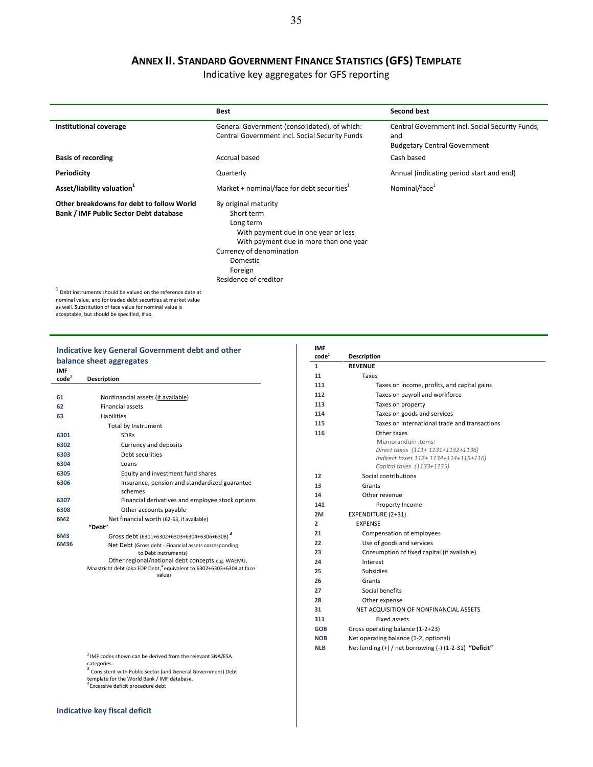# ANNEX II. STANDARD GOVERNMENT FINANCE STATISTICS (GFS) TEMPLATE

Indicative key aggregates for GFS reporting

| | Best | Second best |
|---|---|---|
| **Institutional coverage** | General Government (consolidated), of which: Central Government incl. Social Security Funds | Central Government incl. Social Security Funds; and Budgetary Central Government |
| **Basis of recording** | Accrual based | Cash based |
| **Periodicity** | Quarterly | Annual (indicating period start and end) |
| **Asset/liability valuation**[1] | Market + nominal/face for debt securities[1] | Nominal/face[1] |
| **Other breakdowns for debt to follow World Bank / IMF Public Sector Debt database** | By original maturity<br>Short term<br>Long term<br>With payment due in one year or less<br>With payment due in more than one year<br>Currency of denomination<br>Domestic<br>Foreign<br>Residence of creditor | |

[1] Debt instruments should be valued on the reference date at nominal value, and for traded debt securities at market value as well. Substitution of face value for nominal value is acceptable, but should be specified, if so.

## Indicative key General Government debt and other balance sheet aggregates

| IMF code[2] | Description |
|---|---|
| 61 | Nonfinancial assets (if available) |
| 62 | Financial assets |
| 63 | Liabilities |
| | Total by Instrument |
| 6301 | SDRs |
| 6302 | Currency and deposits |
| 6303 | Debt securities |
| 6304 | Loans |
| 6305 | Equity and investment fund shares |
| 6306 | Insurance, pension and standardized guarantee schemes |
| 6307 | Financial derivatives and employee stock options |
| 6308 | Other accounts payable |
| 6M2 | Net financial worth (62-63, if available) |
| | **"Debt"** |
| 6M3 | Gross debt (6301+6302+6303+6304+6306+6308)[3] |
| 6M36 | Net Debt (Gross debt - Financial assets corresponding to Debt instruments) |
| | Other regional/national debt concepts e.g. WAEMU, Maastricht debt (aka EDP Debt,[4] equivalent to 6302+6303+6304 at face value) |

[2] IMF codes shown can be derived from the relevant SNA/ESA categories..
[3] Consistent with Public Sector (and General Government) Debt template for the World Bank / IMF database.
[4] Excessive deficit procedure debt

## Indicative key fiscal deficit

| IMF code[2] | Description |
|---|---|
| 1 | **REVENUE** |
| 11 | Taxes |
| 111 | Taxes on income, profits, and capital gains |
| 112 | Taxes on payroll and workforce |
| 113 | Taxes on property |
| 114 | Taxes on goods and services |
| 115 | Taxes on international trade and transactions |
| 116 | Other taxes |
| | Memorandum items: |
| | *Direct taxes (111+ 1131+1132+1136)* |
| | *Indirect taxes 112+ 1134+114+115+116)* |
| | *Capital taxes (1133+1135)* |
| 12 | Social contributions |
| 13 | Grants |
| 14 | Other revenue |
| 141 | Property Income |
| 2M | EXPENDITURE (2+31) |
| 2 | EXPENSE |
| 21 | Compensation of employees |
| 22 | Use of goods and services |
| 23 | Consumption of fixed capital (if available) |
| 24 | Interest |
| 25 | Subsidies |
| 26 | Grants |
| 27 | Social benefits |
| 28 | Other expense |
| 31 | NET ACQUISITION OF NONFINANCIAL ASSETS |
| 311 | Fixed assets |
| GOB | Gross operating balance (1-2+23) |
| NOB | Net operating balance (1-2, optional) |
| NLB | Net lending (+) / net borrowing (-) (1-2-31) **"Deficit"** |